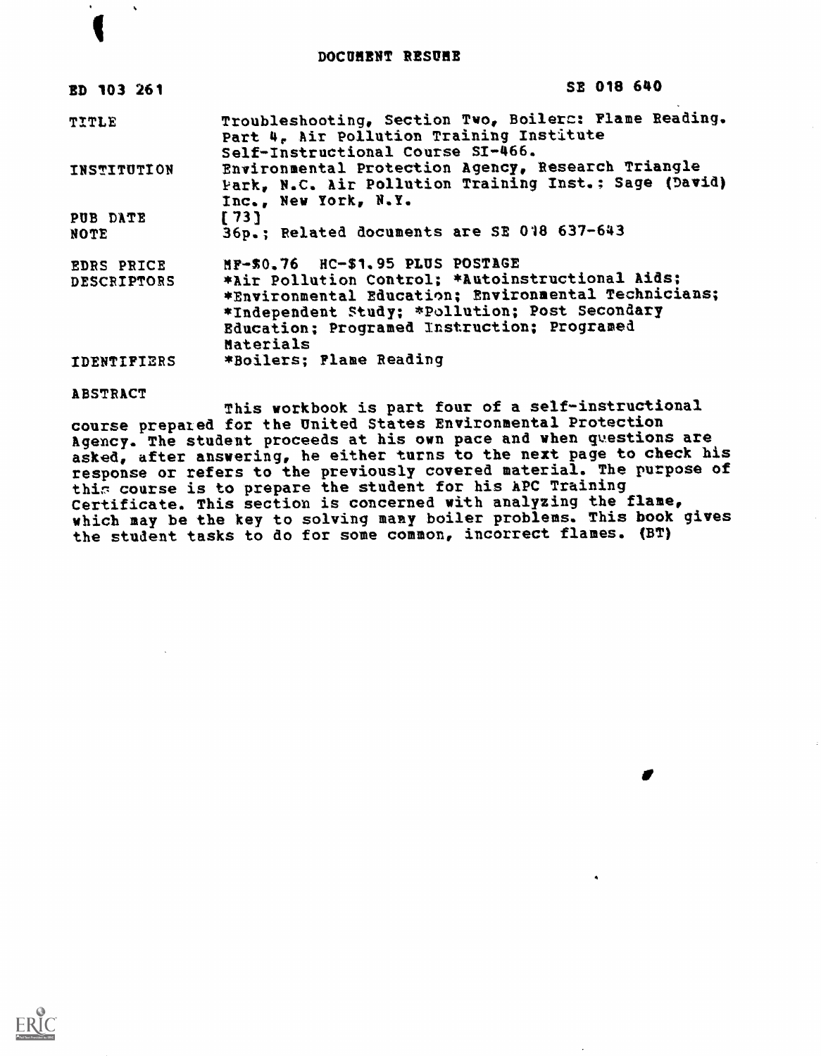# DOCUMENT RESUME

| ED 103 261 | SE 018 640 |
|---|---|
| TITLE | Troubleshooting, Section Two, Boilers: Flame Reading. Part 4, Air Pollution Training Institute Self-Instructional Course SI-466. |
| INSTITUTION | Environmental Protection Agency, Research Triangle Park, N.C. Air Pollution Training Inst.; Sage (David) Inc., New York, N.Y. |
| PUB DATE | [73] |
| NOTE | 36p.; Related documents are SE 018 637-643 |
| EDRS PRICE | MF-$0.76 HC-$1.95 PLUS POSTAGE |
| DESCRIPTORS | *Air Pollution Control; *Autoinstructional Aids; *Environmental Education; Environmental Technicians; *Independent Study; *Pollution; Post Secondary Education; Programed Instruction; Programed Materials |
| IDENTIFIERS | *Boilers; Flame Reading |

ABSTRACT

This workbook is part four of a self-instructional course prepared for the United States Environmental Protection Agency. The student proceeds at his own pace and when questions are asked, after answering, he either turns to the next page to check his response or refers to the previously covered material. The purpose of this course is to prepare the student for his APC Training Certificate. This section is concerned with analyzing the flame, which may be the key to solving many boiler problems. This book gives the student tasks to do for some common, incorrect flames. (BT)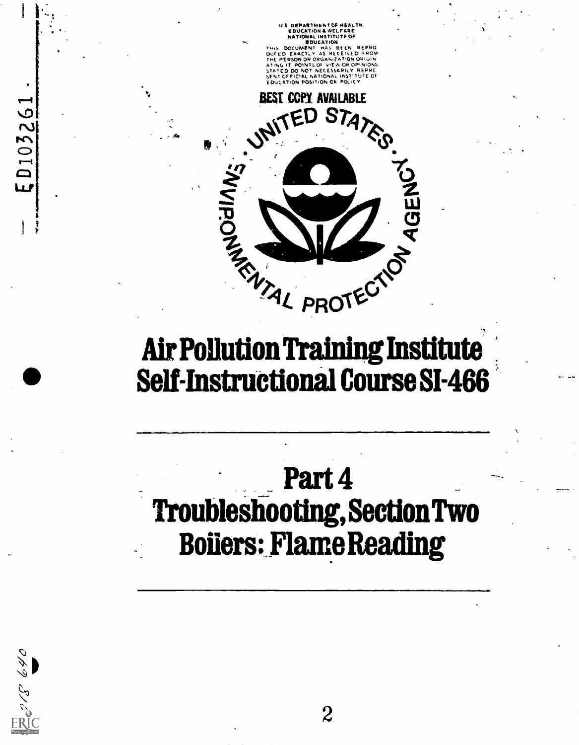U S DEPARTMENT OF HEALTH, EDUCATION & WELFARE
NATIONAL INSTITUTE OF EDUCATION
THIS DOCUMENT HAS BEEN REPRODUCED EXACTLY AS RECEIVED FROM THE PERSON OR ORGANIZATION ORIGINATING IT. POINTS OF VIEW OR OPINIONS STATED DO NOT NECESSARILY REPRESENT OFFICIAL NATIONAL INSTITUTE OF EDUCATION POSITION OR POLICY

BEST COPY AVAILABLE

ED103261

UNITED STATES ENVIRONMENTAL PROTECTION AGENCY

# Air Pollution Training Institute
# Self-Instructional Course SI-466

---

# Part 4
# Troubleshooting, Section Two
# Boilers: Flame Reading

---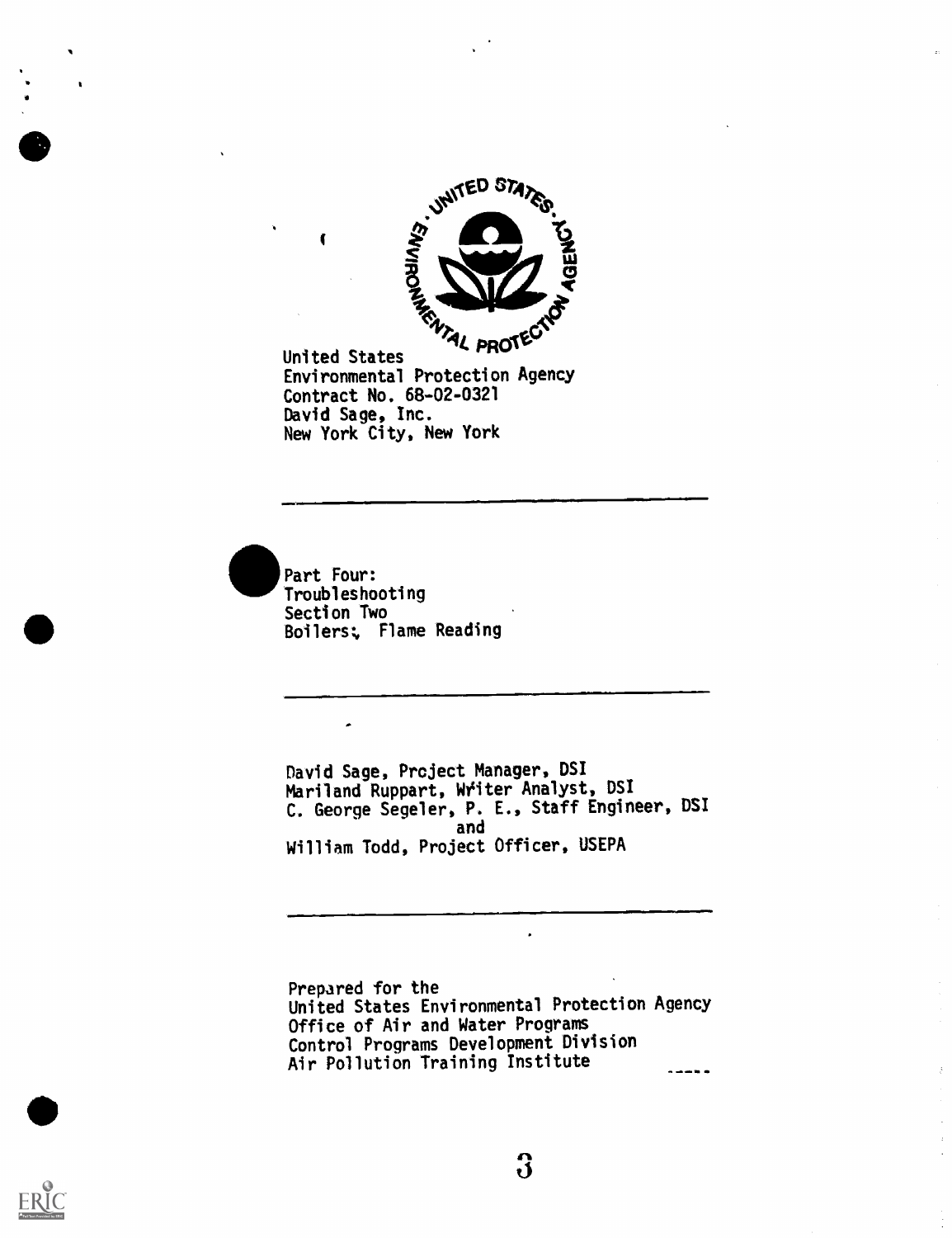United States
Environmental Protection Agency
Contract No. 68-02-0321
David Sage, Inc.
New York City, New York

---

Part Four:
Troubleshooting
Section Two
Boilers; Flame Reading

---

David Sage, Project Manager, DSI
Mariland Ruppart, Writer Analyst, DSI
C. George Segeler, P. E., Staff Engineer, DSI
and
William Todd, Project Officer, USEPA

---

Prepared for the
United States Environmental Protection Agency
Office of Air and Water Programs
Control Programs Development Division
Air Pollution Training Institute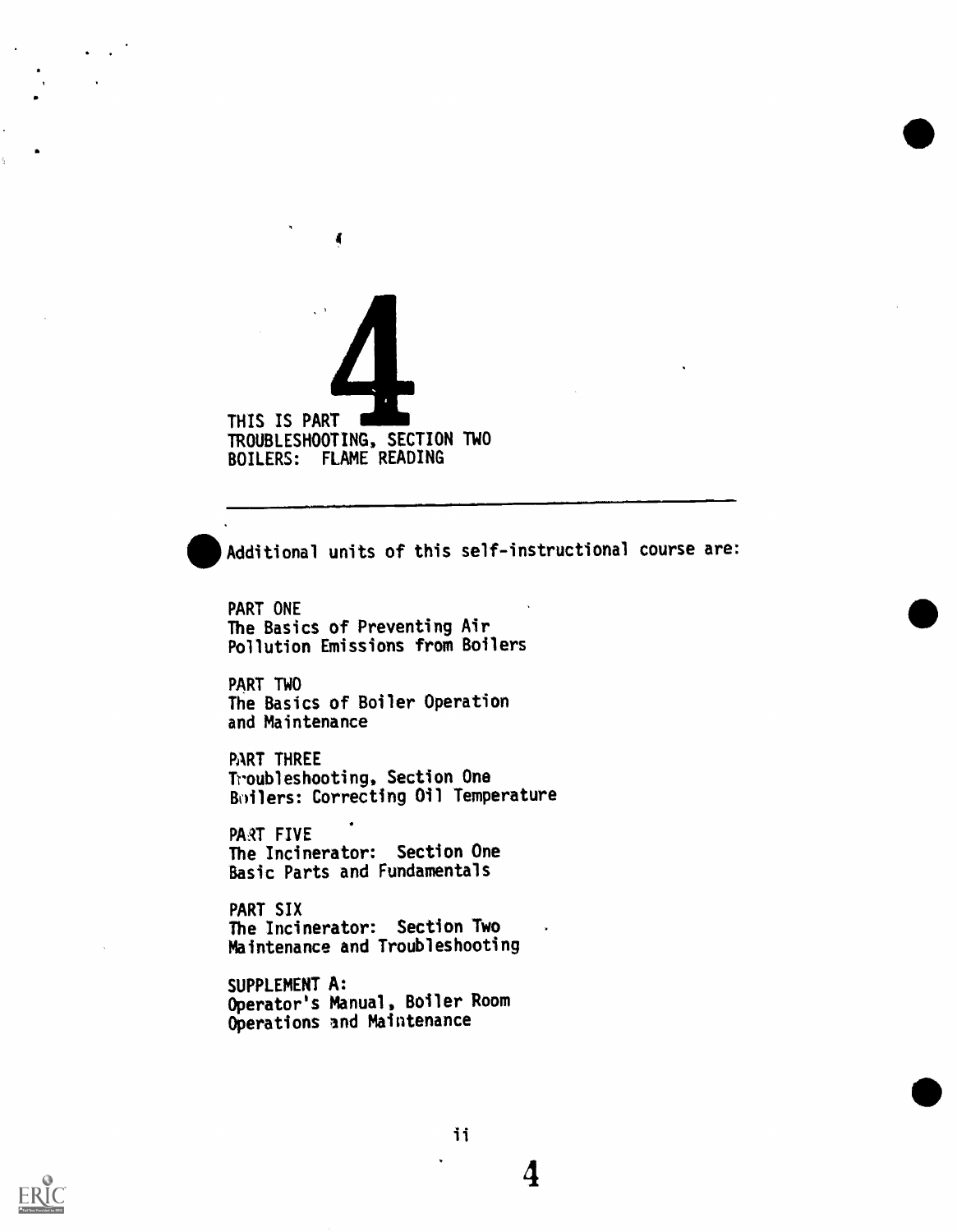# THIS IS PART 4

## TROUBLESHOOTING, SECTION TWO
## BOILERS: FLAME READING

---

Additional units of this self-instructional course are:

PART ONE
The Basics of Preventing Air Pollution Emissions from Boilers

PART TWO
The Basics of Boiler Operation and Maintenance

PART THREE
Troubleshooting, Section One
Boilers: Correcting Oil Temperature

PART FIVE
The Incinerator: Section One
Basic Parts and Fundamentals

PART SIX
The Incinerator: Section Two
Maintenance and Troubleshooting

SUPPLEMENT A:
Operator's Manual, Boiler Room Operations and Maintenance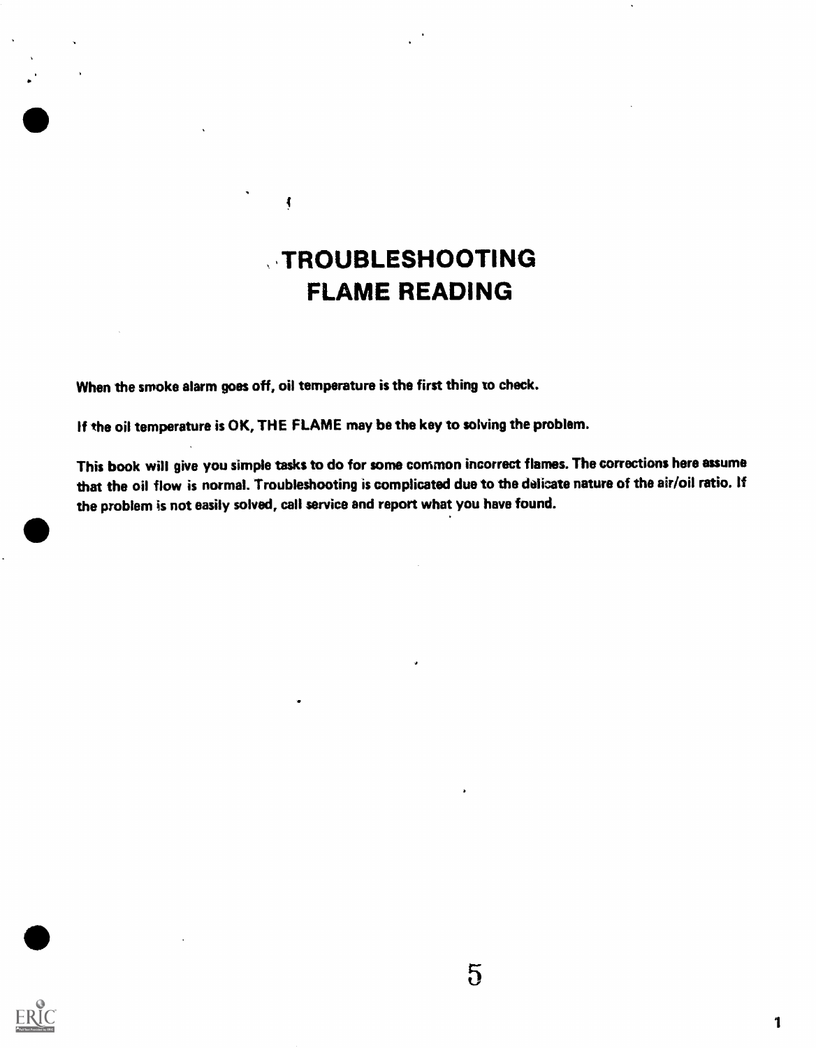# TROUBLESHOOTING FLAME READING

**When the smoke alarm goes off, oil temperature is the first thing to check.**

**If the oil temperature is OK, THE FLAME may be the key to solving the problem.**

**This book will give you simple tasks to do for some common incorrect flames. The corrections here assume that the oil flow is normal. Troubleshooting is complicated due to the delicate nature of the air/oil ratio. If the problem is not easily solved, call service and report what you have found.**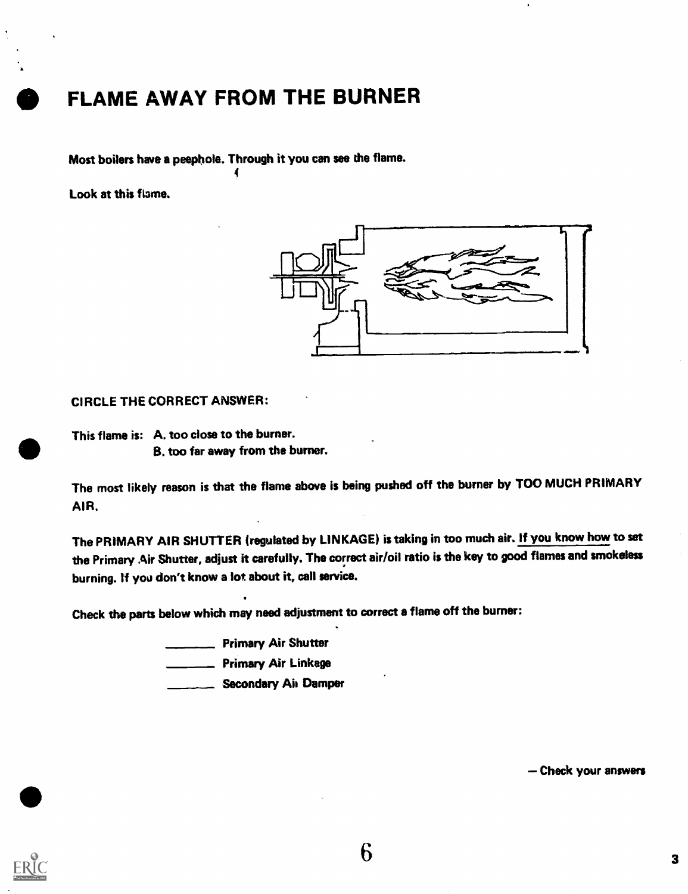# FLAME AWAY FROM THE BURNER

Most boilers have a peephole. Through it you can see the flame.

Look at this flame.

CIRCLE THE CORRECT ANSWER:

This flame is: A. too close to the burner.
B. too far away from the burner.

The most likely reason is that the flame above is being pushed off the burner by TOO MUCH PRIMARY AIR.

The PRIMARY AIR SHUTTER (regulated by LINKAGE) is taking in too much air. <u>If you know how</u> to set the Primary Air Shutter, adjust it carefully. The correct air/oil ratio is the key to good flames and smokeless burning. If you don't know a lot about it, call service.

Check the parts below which may need adjustment to correct a flame off the burner:

_______ Primary Air Shutter
_______ Primary Air Linkage
_______ Secondary Air Damper

— Check your answers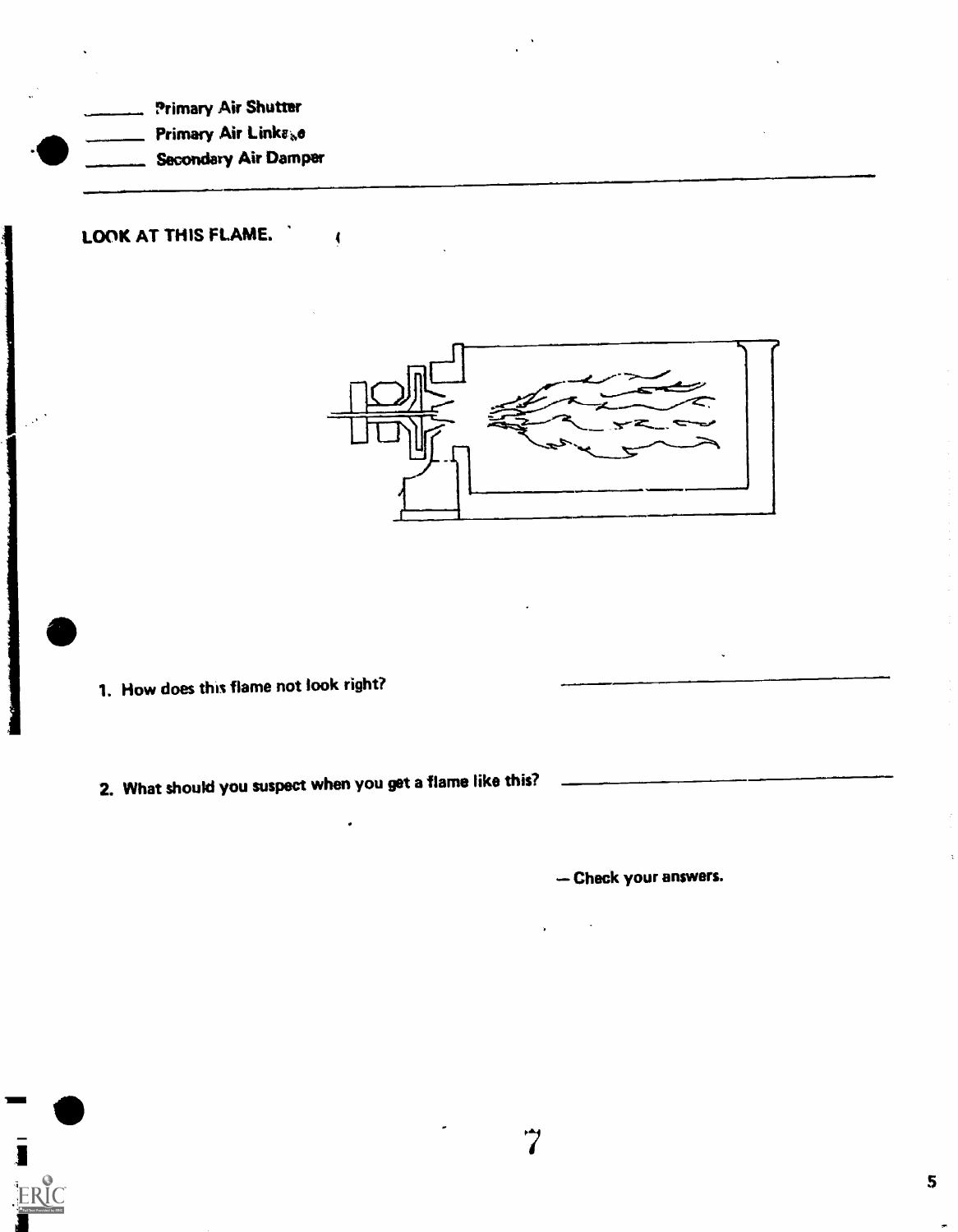_______ Primary Air Shutter
_______ Primary Air Linkage
_______ Secondary Air Damper

---

**LOOK AT THIS FLAME.**

1. How does this flame not look right? _______________________

2. What should you suspect when you get a flame like this? _______________________

— Check your answers.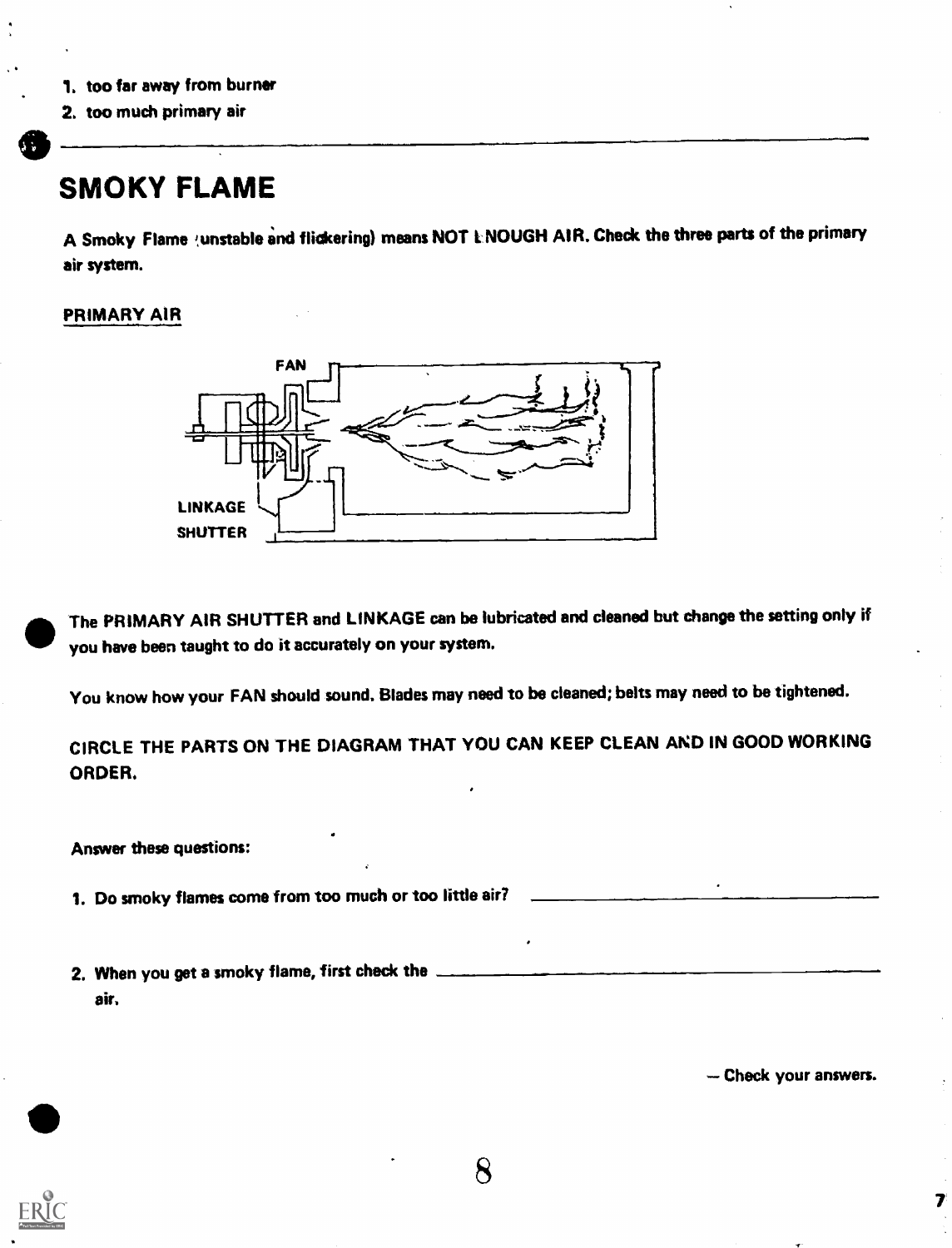1. too far away from burner
2. too much primary air

---

# SMOKY FLAME

A Smoky Flame (unstable and flickering) means NOT ENOUGH AIR. Check the three parts of the primary air system.

## PRIMARY AIR

The PRIMARY AIR SHUTTER and LINKAGE can be lubricated and cleaned but change the setting only if you have been taught to do it accurately on your system.

You know how your FAN should sound. Blades may need to be cleaned; belts may need to be tightened.

CIRCLE THE PARTS ON THE DIAGRAM THAT YOU CAN KEEP CLEAN AND IN GOOD WORKING ORDER.

Answer these questions:

1. Do smoky flames come from too much or too little air? ____________________

2. When you get a smoky flame, first check the ____________________ air.

— Check your answers.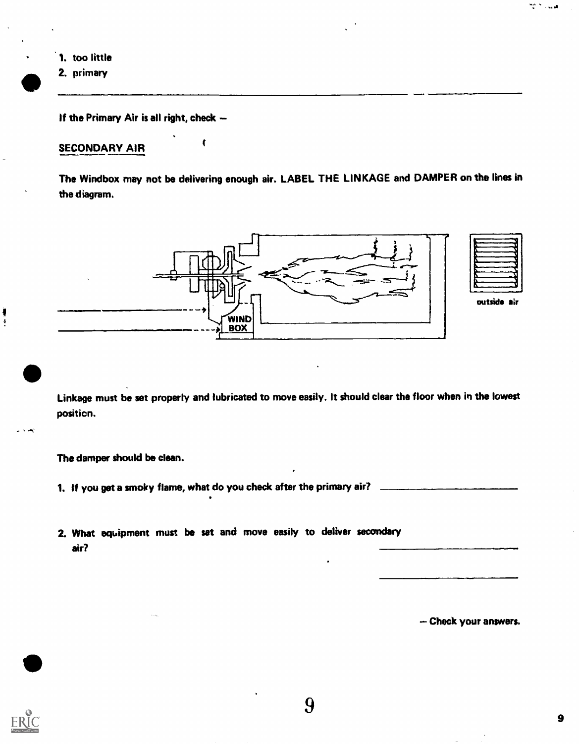1. too little
2. primary

---

If the Primary Air is all right, check —

## SECONDARY AIR

The Windbox may not be delivering enough air. LABEL THE LINKAGE and DAMPER on the lines in the diagram.

WIND BOX

outside air

Linkage must be set properly and lubricated to move easily. It should clear the floor when in the lowest position.

The damper should be clean.

1. If you get a smoky flame, what do you check after the primary air? ______________________

2. What equipment must be set and move easily to deliver secondary air? ______________________

   ______________________

— Check your answers.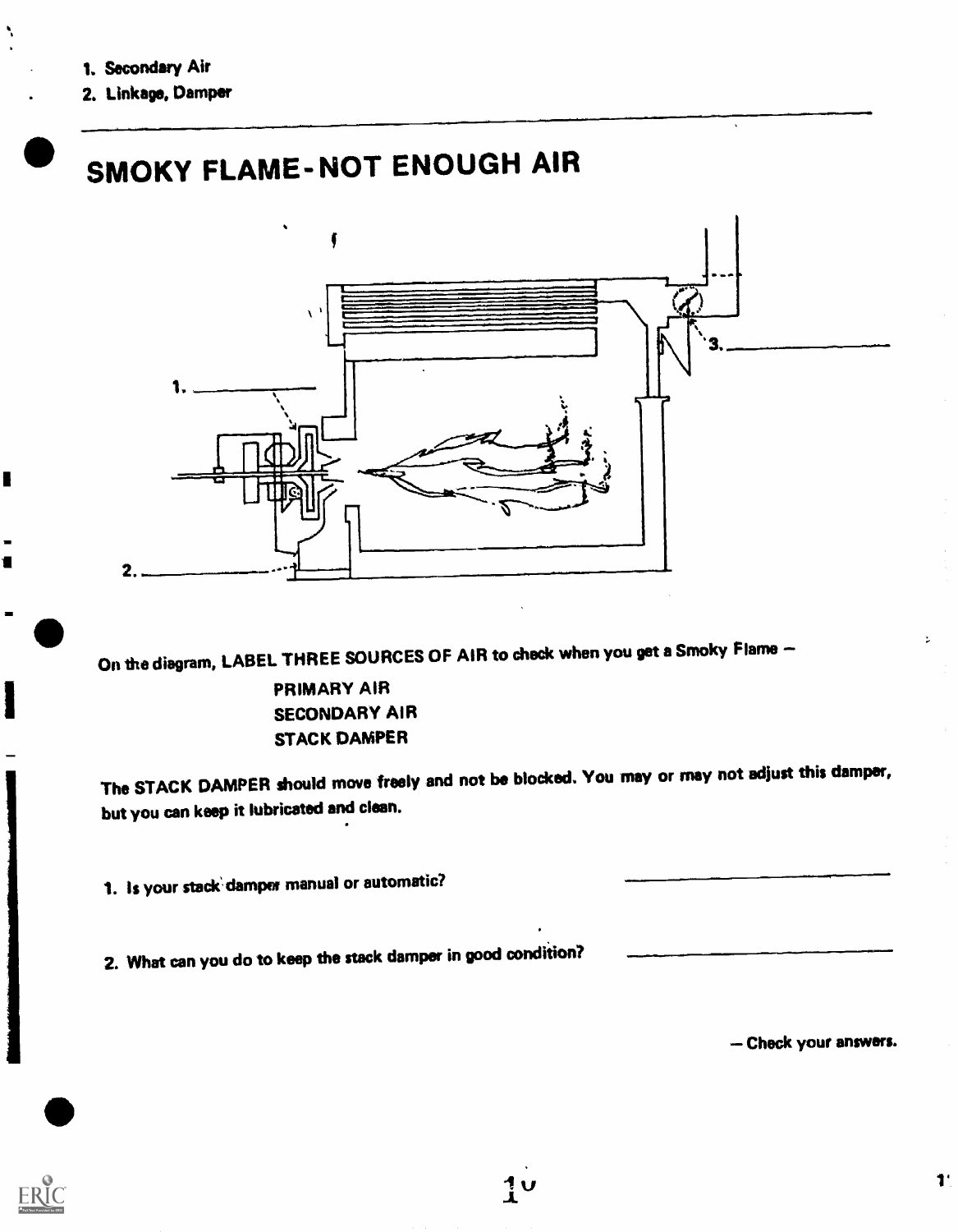1. Secondary Air
2. Linkage, Damper

---

# SMOKY FLAME - NOT ENOUGH AIR

1. ____________

2. ____________

3. ____________

On the diagram, LABEL THREE SOURCES OF AIR to check when you get a Smoky Flame –

PRIMARY AIR
SECONDARY AIR
STACK DAMPER

The STACK DAMPER should move freely and not be blocked. You may or may not adjust this damper, but you can keep it lubricated and clean.

1. Is your stack damper manual or automatic? ____________

2. What can you do to keep the stack damper in good condition? ____________

– Check your answers.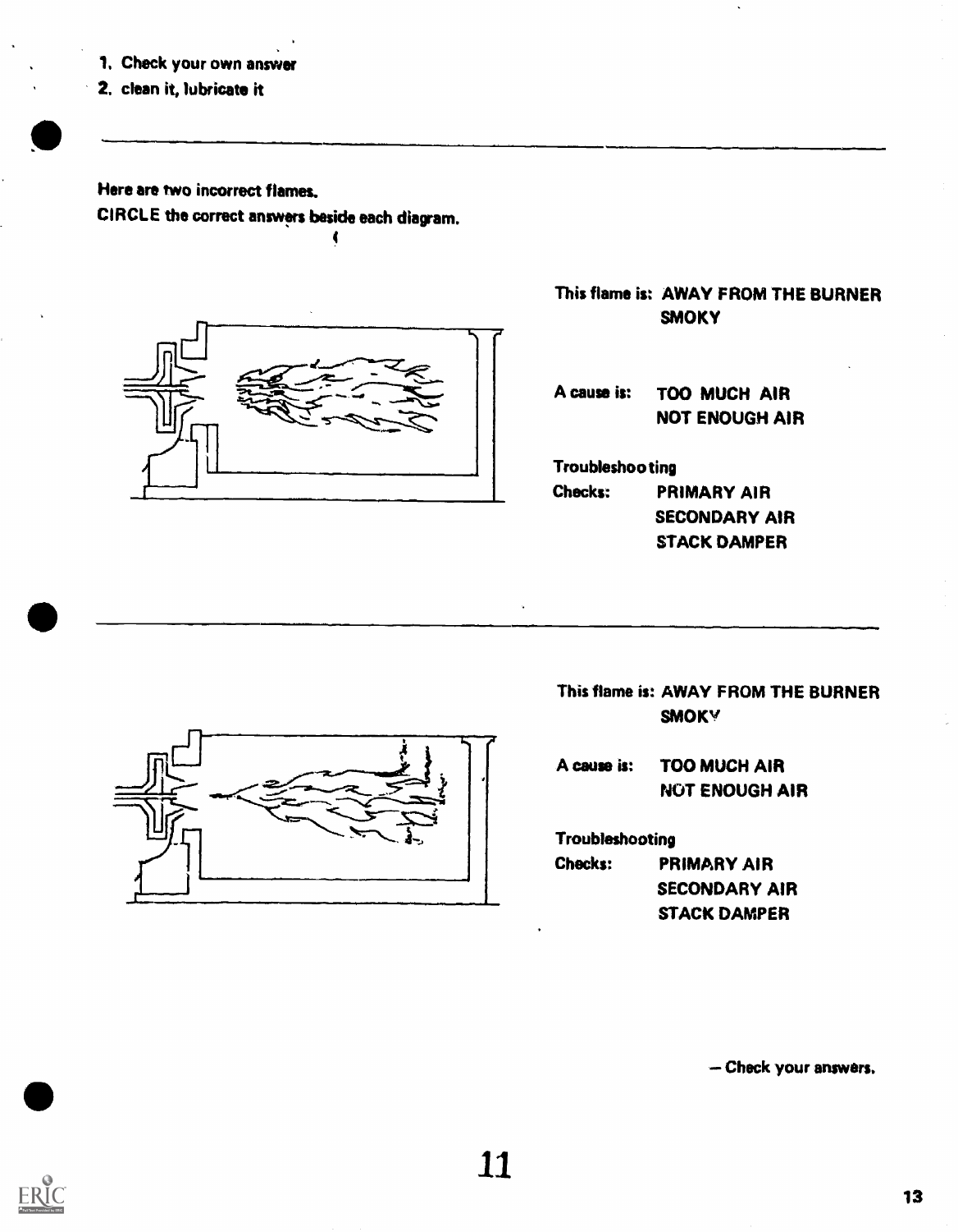1. Check your own answer
2. clean it, lubricate it

---

Here are two incorrect flames.

CIRCLE the correct answers beside each diagram.

This flame is: AWAY FROM THE BURNER
SMOKY

A cause is: TOO MUCH AIR
NOT ENOUGH AIR

Troubleshooting
Checks: PRIMARY AIR
SECONDARY AIR
STACK DAMPER

---

This flame is: AWAY FROM THE BURNER
SMOKY

A cause is: TOO MUCH AIR
NOT ENOUGH AIR

Troubleshooting
Checks: PRIMARY AIR
SECONDARY AIR
STACK DAMPER

— Check your answers.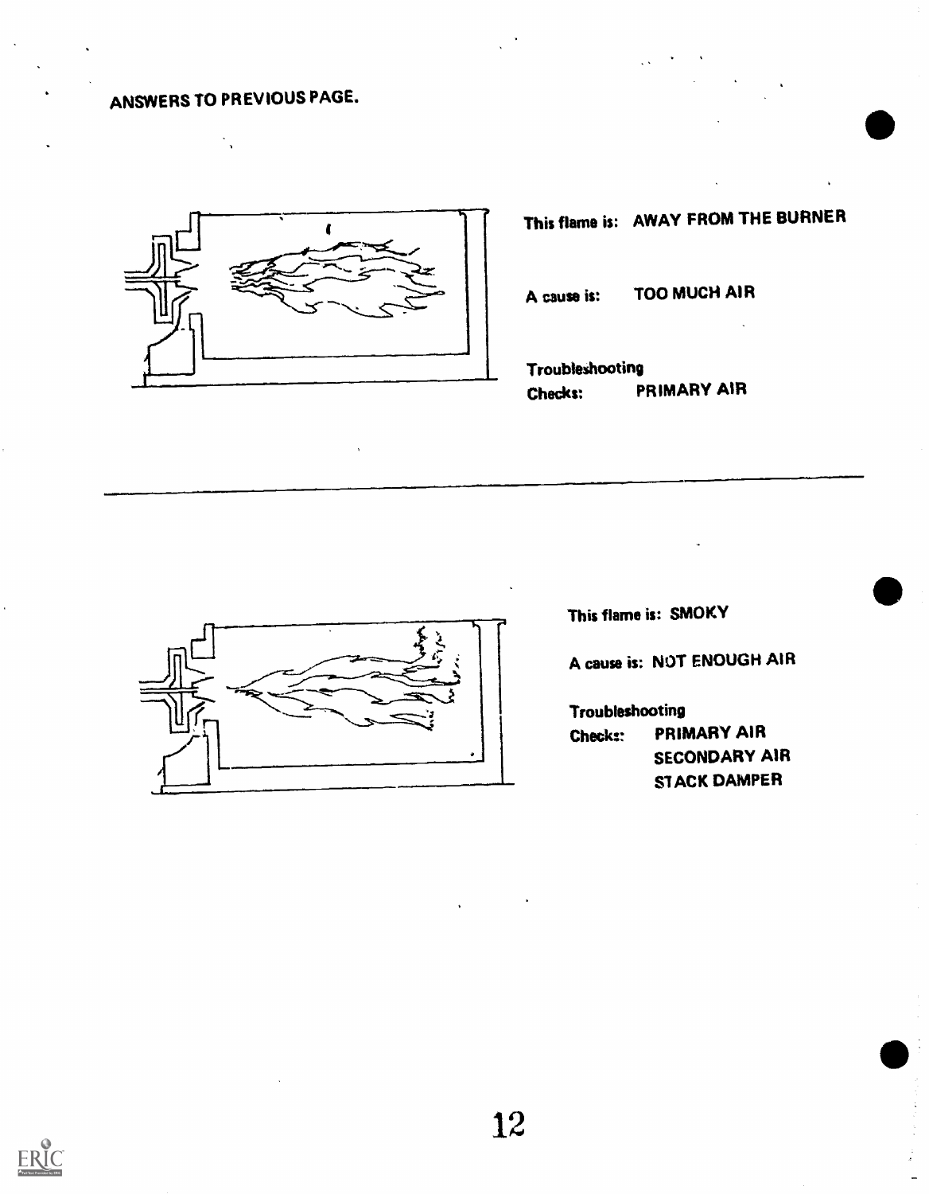ANSWERS TO PREVIOUS PAGE.

This flame is: AWAY FROM THE BURNER

A cause is: TOO MUCH AIR

Troubleshooting
Checks: PRIMARY AIR

---

This flame is: SMOKY

A cause is: NOT ENOUGH AIR

Troubleshooting
Checks: PRIMARY AIR
SECONDARY AIR
STACK DAMPER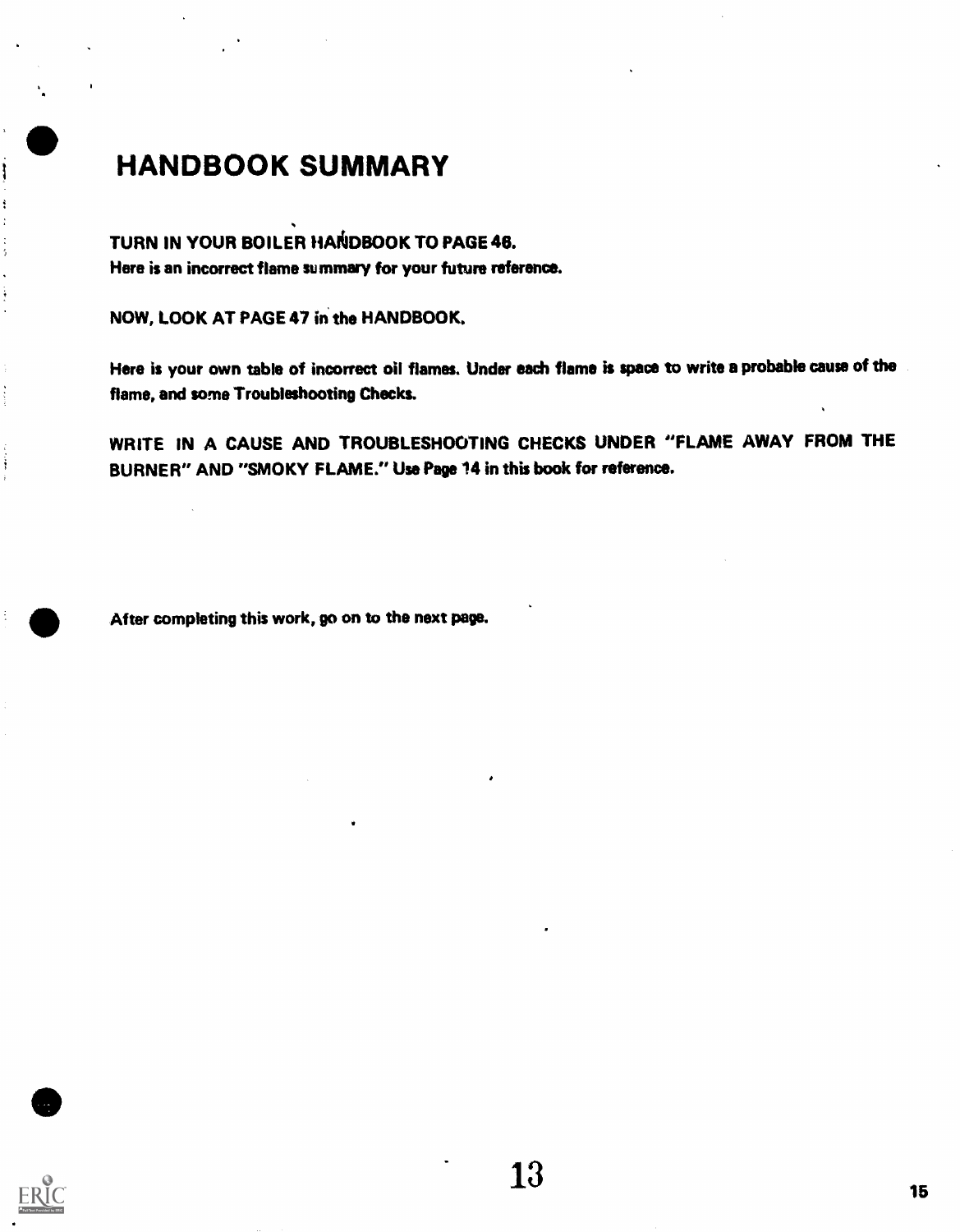# HANDBOOK SUMMARY

TURN IN YOUR BOILER HANDBOOK TO PAGE 46.

Here is an incorrect flame summary for your future reference.

NOW, LOOK AT PAGE 47 in the HANDBOOK.

Here is your own table of incorrect oil flames. Under each flame is space to write a probable cause of the flame, and some Troubleshooting Checks.

WRITE IN A CAUSE AND TROUBLESHOOTING CHECKS UNDER "FLAME AWAY FROM THE BURNER" AND "SMOKY FLAME." Use Page 14 in this book for reference.

After completing this work, go on to the next page.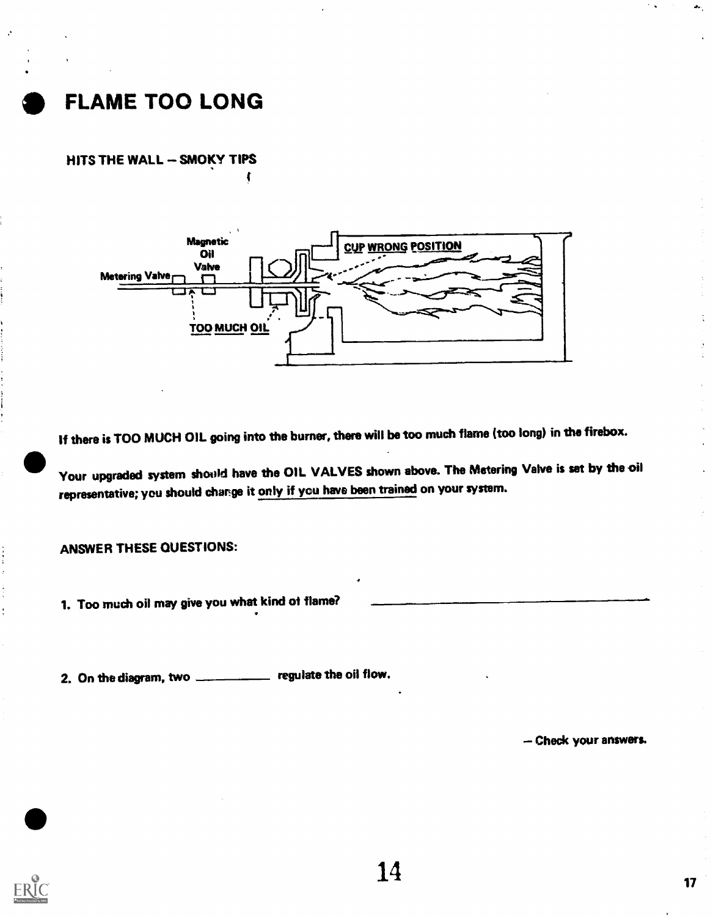# FLAME TOO LONG

## HITS THE WALL – SMOKY TIPS

If there is TOO MUCH OIL going into the burner, there will be too much flame (too long) in the firebox.

Your upgraded system should have the OIL VALVES shown above. The Metering Valve is set by the oil representative; you should change it only if you have been trained on your system.

ANSWER THESE QUESTIONS:

1. Too much oil may give you what kind of flame? \_\_\_\_\_\_\_\_\_\_\_\_\_\_\_\_\_\_\_\_\_\_\_\_

2. On the diagram, two \_\_\_\_\_\_\_\_\_\_ regulate the oil flow.

– Check your answers.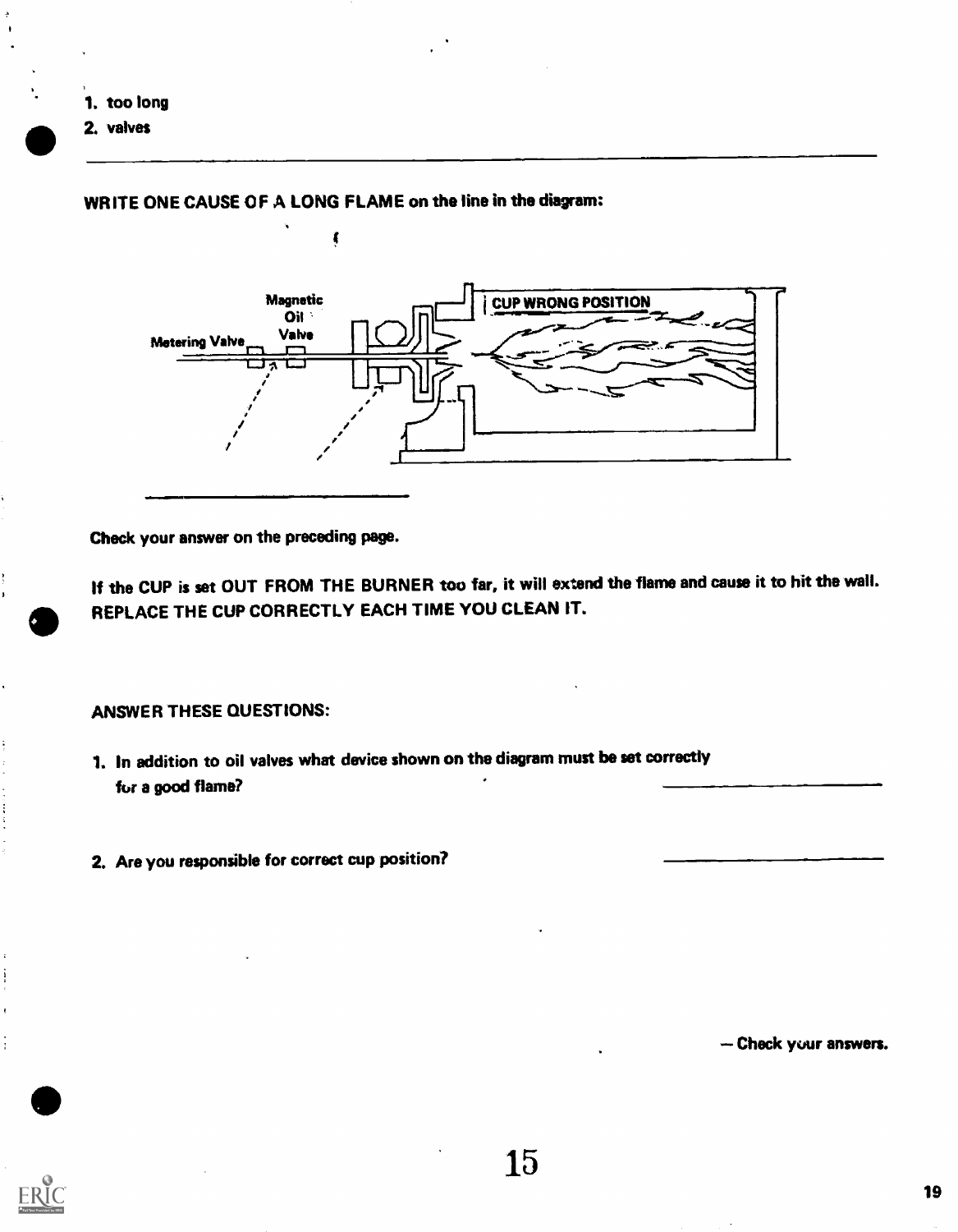1. too long
2. valves

---

WRITE ONE CAUSE OF A LONG FLAME on the line in the diagram:

Magnetic Oil Valve

Metering Valve

CUP WRONG POSITION

Check your answer on the preceding page.

If the CUP is set OUT FROM THE BURNER too far, it will extend the flame and cause it to hit the wall. REPLACE THE CUP CORRECTLY EACH TIME YOU CLEAN IT.

ANSWER THESE QUESTIONS:

1. In addition to oil valves what device shown on the diagram must be set correctly for a good flame? ____________________

2. Are you responsible for correct cup position? ____________________

— Check your answers.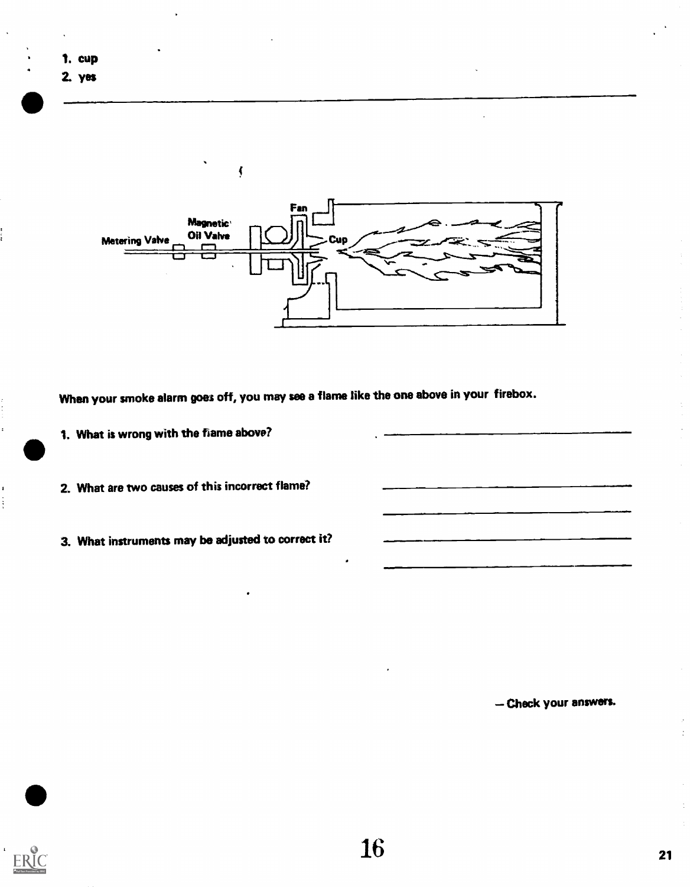1. cup
2. yes

---

Fan

Magnetic Oil Valve

Metering Valve

Cup

When your smoke alarm goes off, you may see a flame like the one above in your firebox.

1. What is wrong with the flame above? ______________________

2. What are two causes of this incorrect flame? ______________________
   ______________________

3. What instruments may be adjusted to correct it? ______________________
   ______________________

— Check your answers.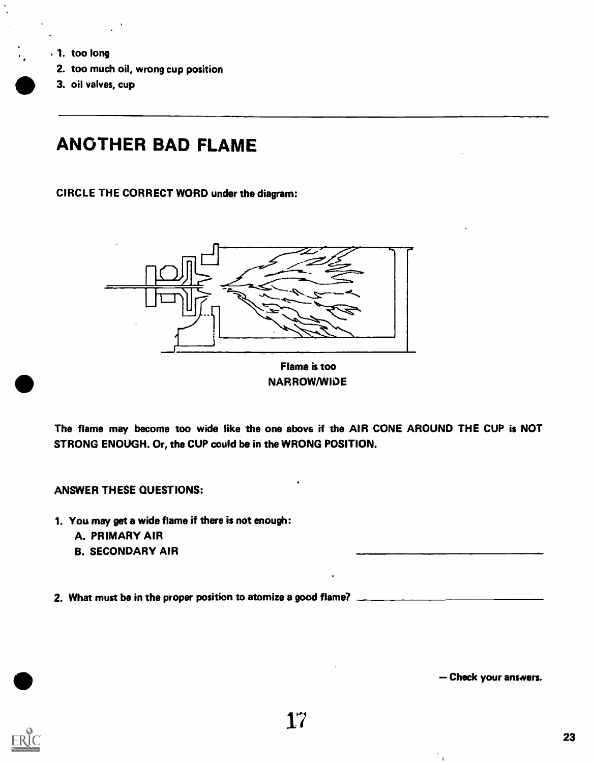1. too long
2. too much oil, wrong cup position
3. oil valves, cup

---

## ANOTHER BAD FLAME

**CIRCLE THE CORRECT WORD under the diagram:**

Flame is too
NARROW/WIDE

The flame may become too wide like the one above if the AIR CONE AROUND THE CUP is NOT STRONG ENOUGH. Or, the CUP could be in the WRONG POSITION.

**ANSWER THESE QUESTIONS:**

1. You may get a wide flame if there is not enough:
   A. PRIMARY AIR
   B. SECONDARY AIR ____________________

2. What must be in the proper position to atomize a good flame? ____________________

— Check your answers.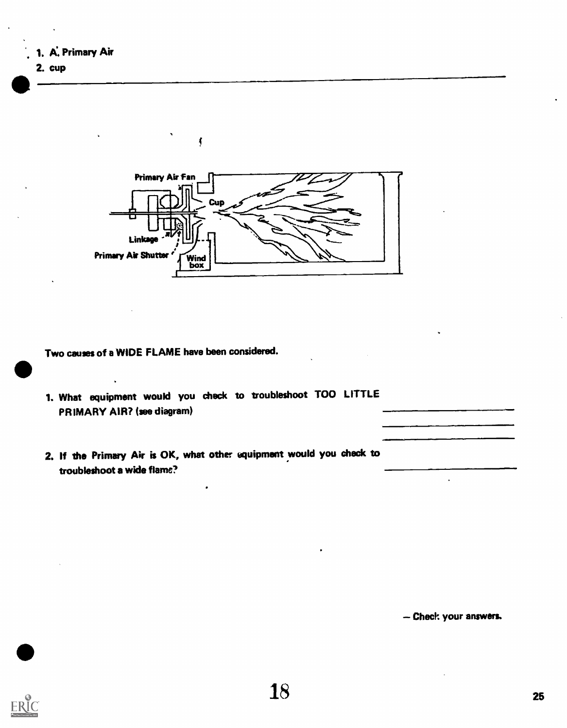1. A. Primary Air
2. cup

---

Primary Air Fan

Cup

Linkage

Primary Air Shutter

Wind box

Two causes of a WIDE FLAME have been considered.

1. What equipment would you check to troubleshoot TOO LITTLE PRIMARY AIR? (see diagram) \_\_\_\_\_\_\_\_\_\_\_\_\_\_\_\_\_\_ \_\_\_\_\_\_\_\_\_\_\_\_\_\_\_\_\_\_ \_\_\_\_\_\_\_\_\_\_\_\_\_\_\_\_\_\_

2. If the Primary Air is OK, what other equipment would you check to troubleshoot a wide flame? \_\_\_\_\_\_\_\_\_\_\_\_\_\_\_\_\_\_

— Check your answers.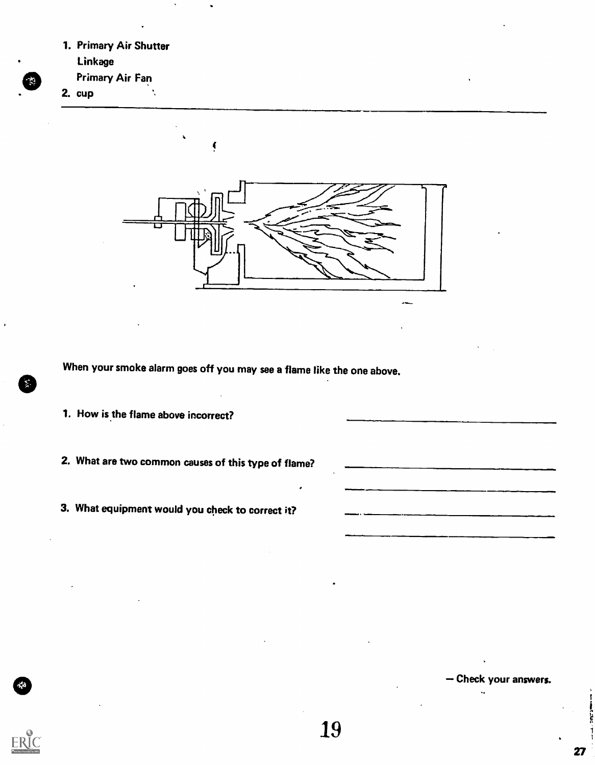1. Primary Air Shutter
   Linkage
   Primary Air Fan
2. cup

---

When your smoke alarm goes off you may see a flame like the one above.

1. How is the flame above incorrect? ______________________

2. What are two common causes of this type of flame? ______________________
   ______________________

3. What equipment would you check to correct it? ______________________
   ______________________

— Check your answers.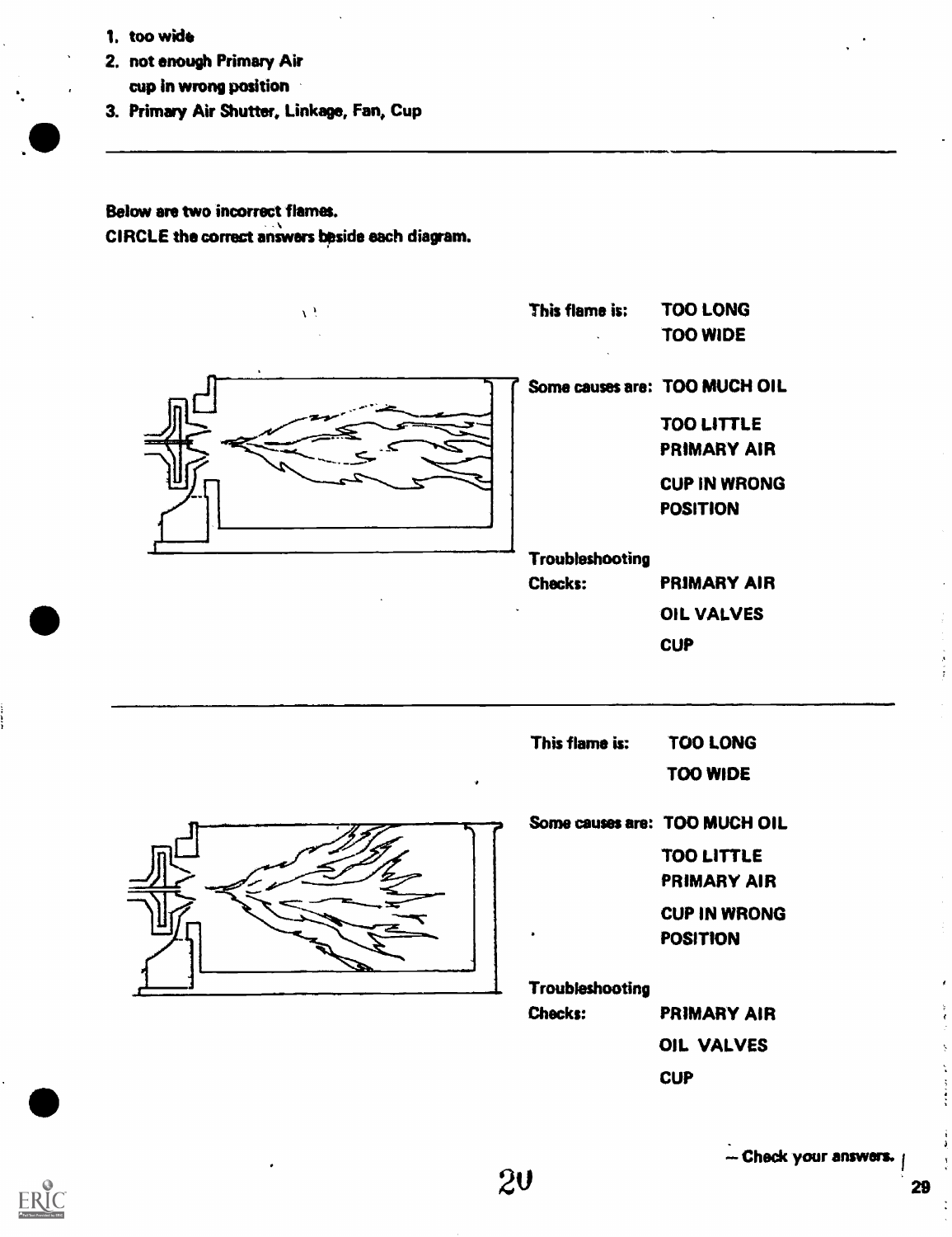1. too wide
2. not enough Primary Air
   cup in wrong position
3. Primary Air Shutter, Linkage, Fan, Cup

---

Below are two incorrect flames.
CIRCLE the correct answers beside each diagram.

This flame is: TOO LONG
TOO WIDE

Some causes are: TOO MUCH OIL

TOO LITTLE PRIMARY AIR

CUP IN WRONG POSITION

Troubleshooting Checks: PRIMARY AIR

OIL VALVES

CUP

---

This flame is: TOO LONG
TOO WIDE

Some causes are: TOO MUCH OIL

TOO LITTLE PRIMARY AIR

CUP IN WRONG POSITION

Troubleshooting Checks: PRIMARY AIR

OIL VALVES

CUP

— Check your answers.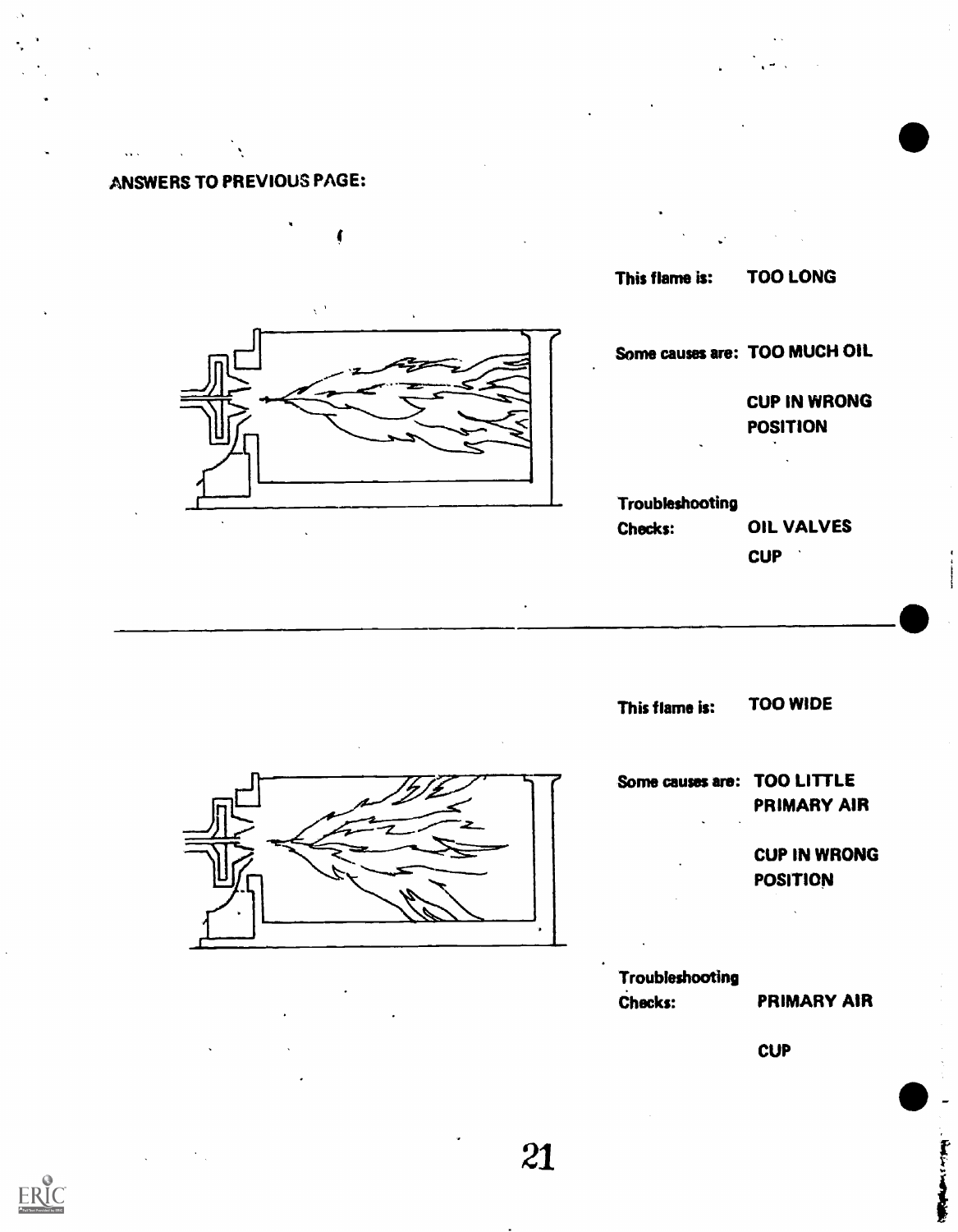**ANSWERS TO PREVIOUS PAGE:**

This flame is: TOO LONG

Some causes are: TOO MUCH OIL

CUP IN WRONG POSITION

Troubleshooting Checks: OIL VALVES

CUP

---

This flame is: TOO WIDE

Some causes are: TOO LITTLE PRIMARY AIR

CUP IN WRONG POSITION

Troubleshooting Checks: PRIMARY AIR

CUP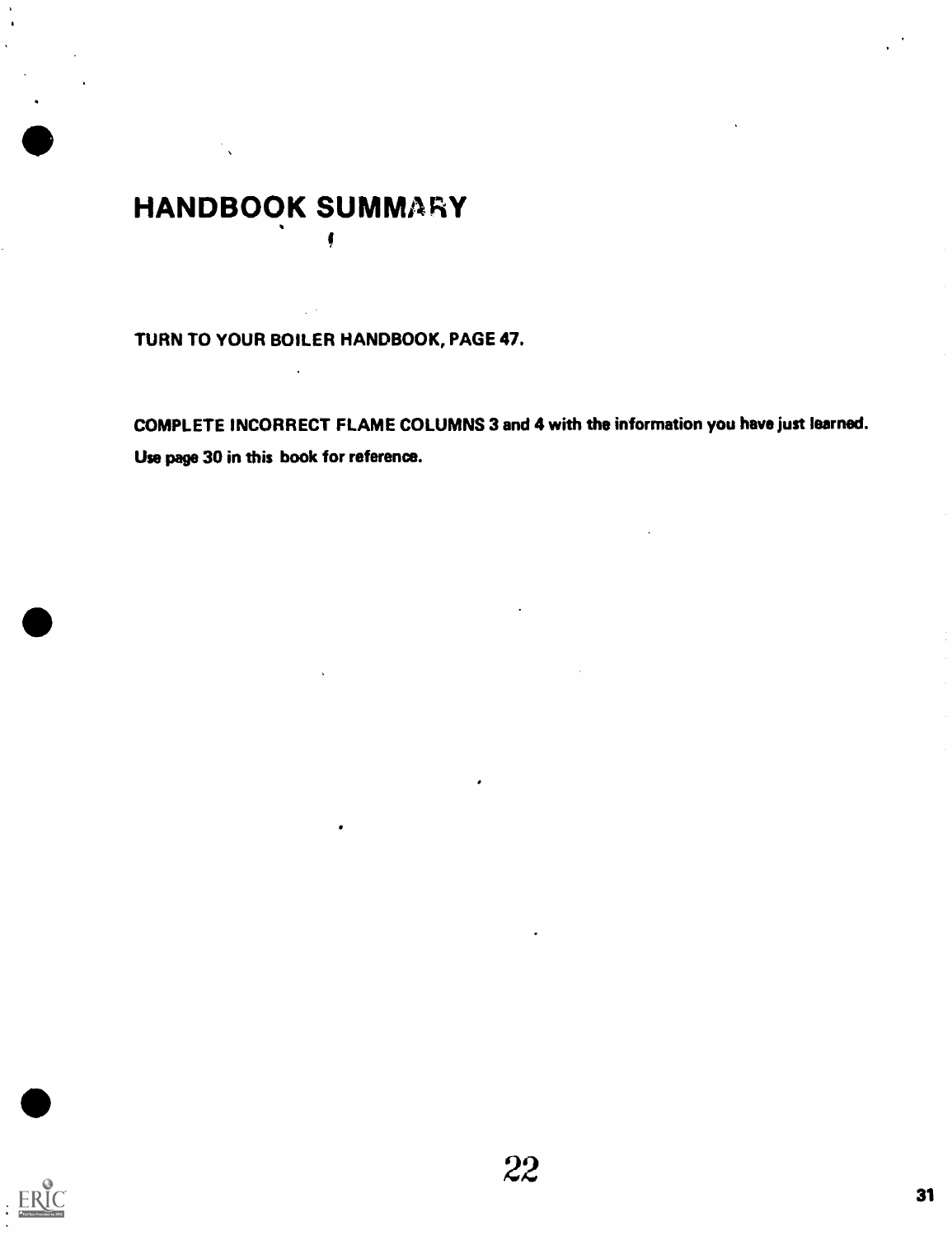# HANDBOOK SUMMARY

**TURN TO YOUR BOILER HANDBOOK, PAGE 47.**

**COMPLETE INCORRECT FLAME COLUMNS 3 and 4 with the information you have just learned. Use page 30 in this book for reference.**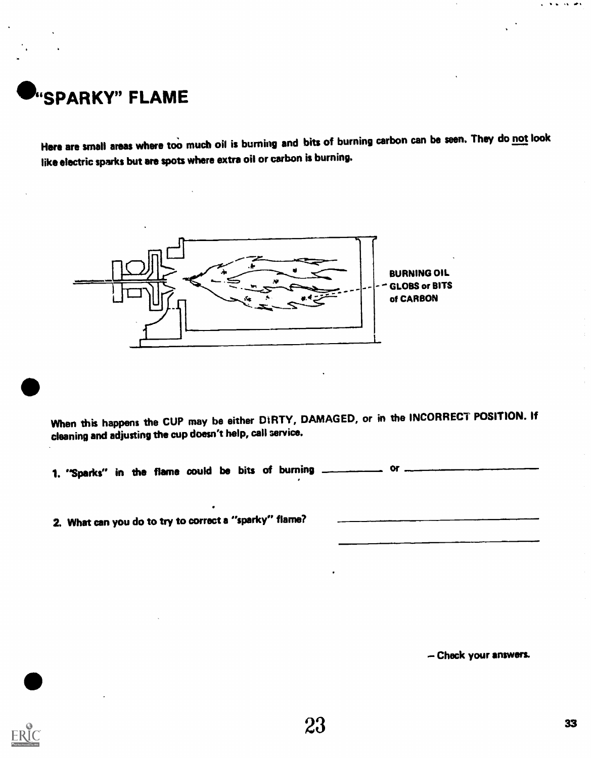# "SPARKY" FLAME

Here are small areas where too much oil is burning and bits of burning carbon can be seen. They do not look like electric sparks but are spots where extra oil or carbon is burning.

BURNING OIL GLOBS or BITS of CARBON

When this happens the CUP may be either DIRTY, DAMAGED, or in the INCORRECT POSITION. If cleaning and adjusting the cup doesn't help, call service.

1. "Sparks" in the flame could be bits of burning __________ or __________

2. What can you do to try to correct a "sparky" flame? __________ __________

— Check your answers.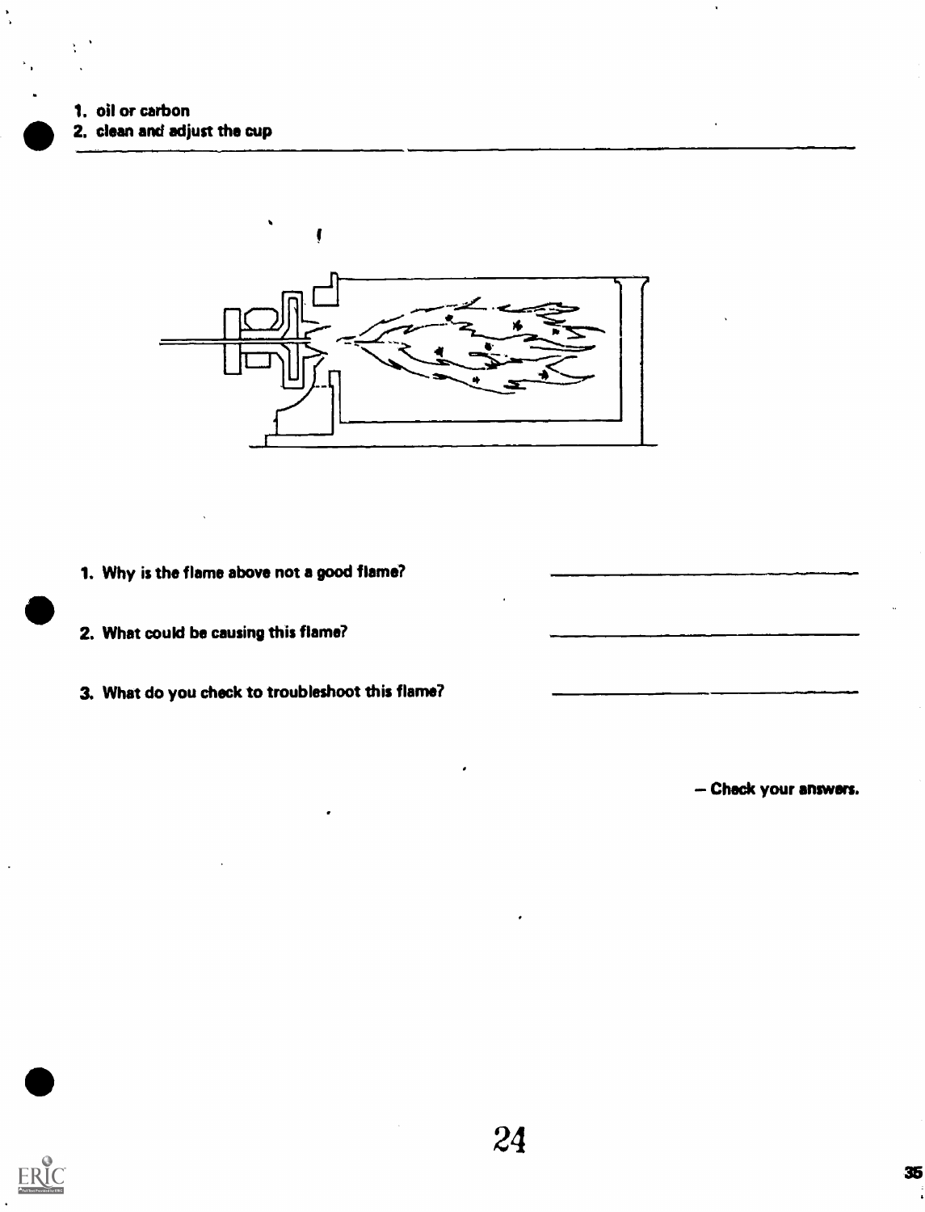1. oil or carbon
2. clean and adjust the cup

---

1. Why is the flame above not a good flame? \_\_\_\_\_\_\_\_\_\_\_\_\_\_\_\_\_\_\_\_

2. What could be causing this flame? \_\_\_\_\_\_\_\_\_\_\_\_\_\_\_\_\_\_\_\_

3. What do you check to troubleshoot this flame? \_\_\_\_\_\_\_\_\_\_\_\_\_\_\_\_\_\_\_\_

— Check your answers.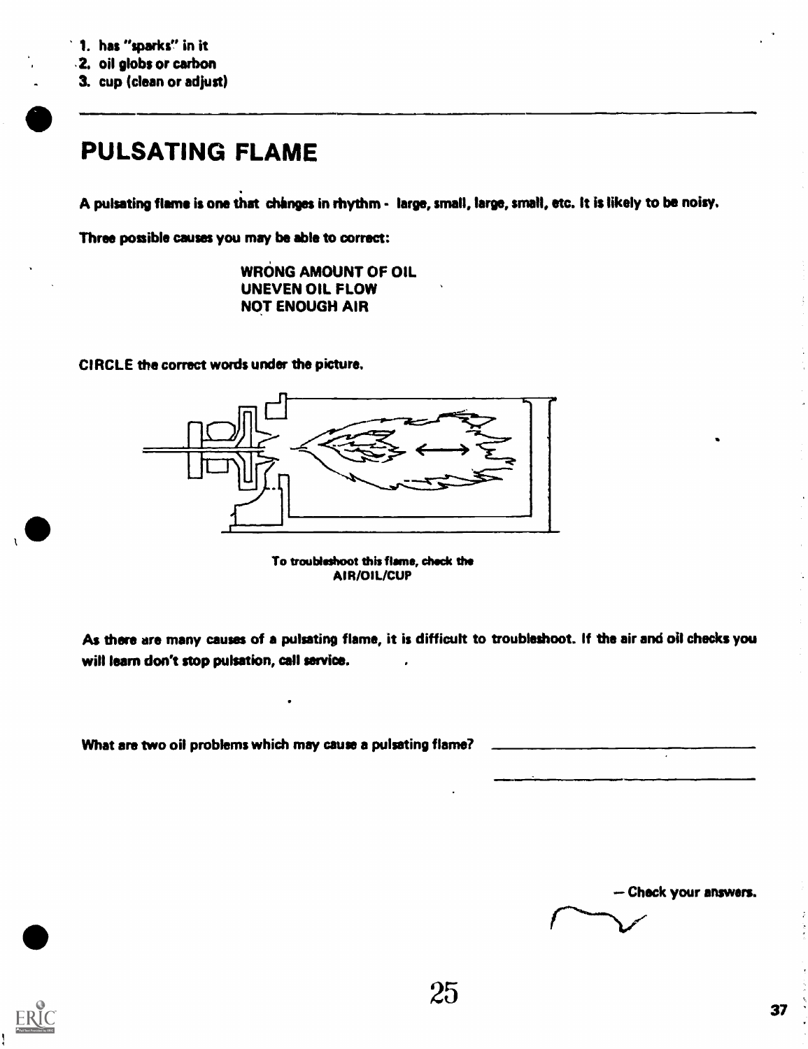1. has "sparks" in it
2. oil globs or carbon
3. cup (clean or adjust)

---

# PULSATING FLAME

A pulsating flame is one that changes in rhythm - large, small, large, small, etc. It is likely to be noisy.

Three possible causes you may be able to correct:

WRONG AMOUNT OF OIL
UNEVEN OIL FLOW
NOT ENOUGH AIR

CIRCLE the correct words under the picture.

To troubleshoot this flame, check the
AIR/OIL/CUP

As there are many causes of a pulsating flame, it is difficult to troubleshoot. If the air and oil checks you will learn don't stop pulsation, call service.

What are two oil problems which may cause a pulsating flame? \_\_\_\_\_\_\_\_\_\_\_\_\_\_\_\_\_\_\_\_\_\_\_\_\_\_\_\_

\_\_\_\_\_\_\_\_\_\_\_\_\_\_\_\_\_\_\_\_\_\_\_\_\_\_\_\_

— Check your answers.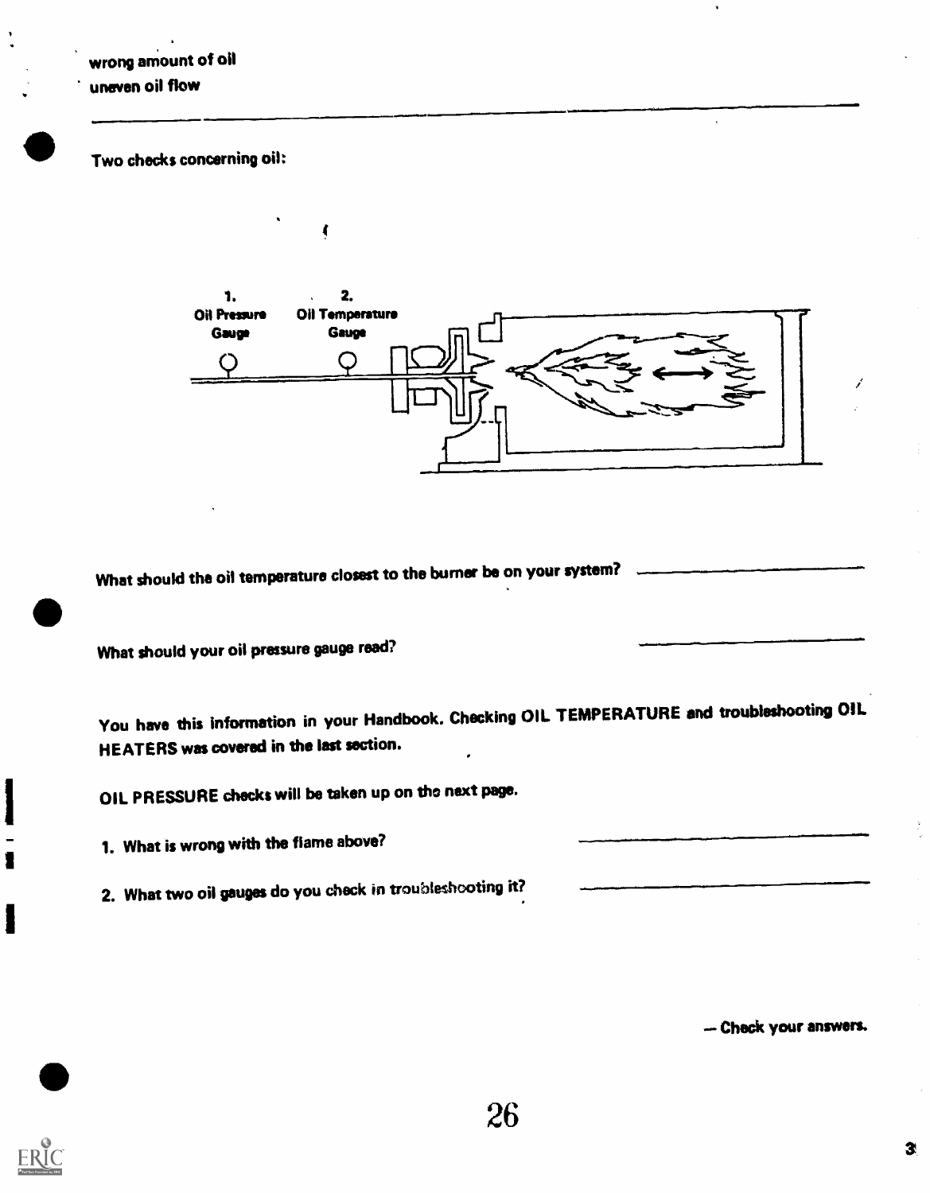wrong amount of oil
uneven oil flow

---

Two checks concerning oil:

1. Oil Pressure Gauge
2. Oil Temperature Gauge

What should the oil temperature closest to the burner be on your system? ______________

What should your oil pressure gauge read? ______________

You have this information in your Handbook. Checking OIL TEMPERATURE and troubleshooting OIL HEATERS was covered in the last section.

OIL PRESSURE checks will be taken up on the next page.

1. What is wrong with the flame above? ______________

2. What two oil gauges do you check in troubleshooting it? ______________

— Check your answers.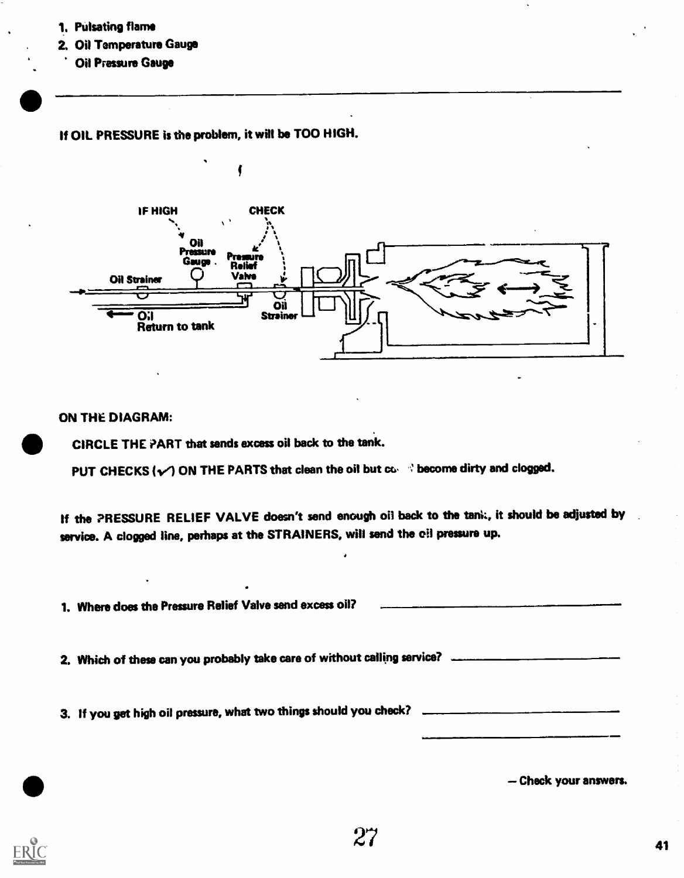1. Pulsating flame
2. Oil Temperature Gauge
3. Oil Pressure Gauge

---

If OIL PRESSURE is the problem, it will be TOO HIGH.

IF HIGH — Oil Pressure Gauge

CHECK — Pressure Relief Valve, Oil Strainer

Oil Strainer

Oil Return to tank

ON THE DIAGRAM:

CIRCLE THE PART that sends excess oil back to the tank.

PUT CHECKS (✓) ON THE PARTS that clean the oil but could become dirty and clogged.

If the PRESSURE RELIEF VALVE doesn't send enough oil back to the tank, it should be adjusted by service. A clogged line, perhaps at the STRAINERS, will send the oil pressure up.

1. Where does the Pressure Relief Valve send excess oil? ____________________

2. Which of these can you probably take care of without calling service? ____________________

3. If you get high oil pressure, what two things should you check? ____________________
____________________

— Check your answers.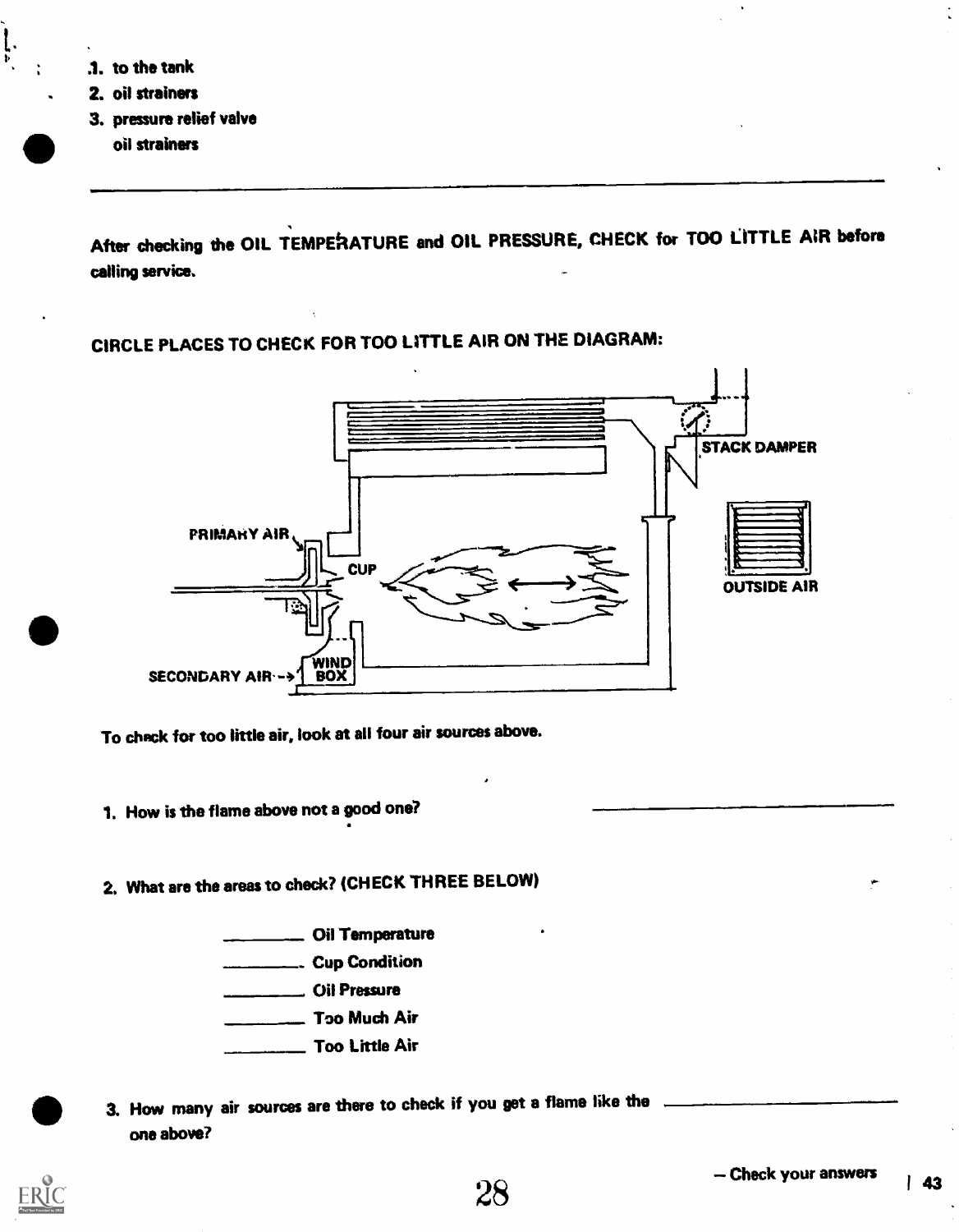1. to the tank
2. oil strainers
3. pressure relief valve
   oil strainers

---

After checking the OIL TEMPERATURE and OIL PRESSURE, CHECK for TOO LITTLE AIR before calling service.

CIRCLE PLACES TO CHECK FOR TOO LITTLE AIR ON THE DIAGRAM:

PRIMARY AIR

CUP

STACK DAMPER

OUTSIDE AIR

SECONDARY AIR

WIND BOX

To check for too little air, look at all four air sources above.

1. How is the flame above not a good one? ____________________

2. What are the areas to check? (CHECK THREE BELOW)

   ________ Oil Temperature
   ________ Cup Condition
   ________ Oil Pressure
   ________ Too Much Air
   ________ Too Little Air

3. How many air sources are there to check if you get a flame like the one above? ____________________

– Check your answers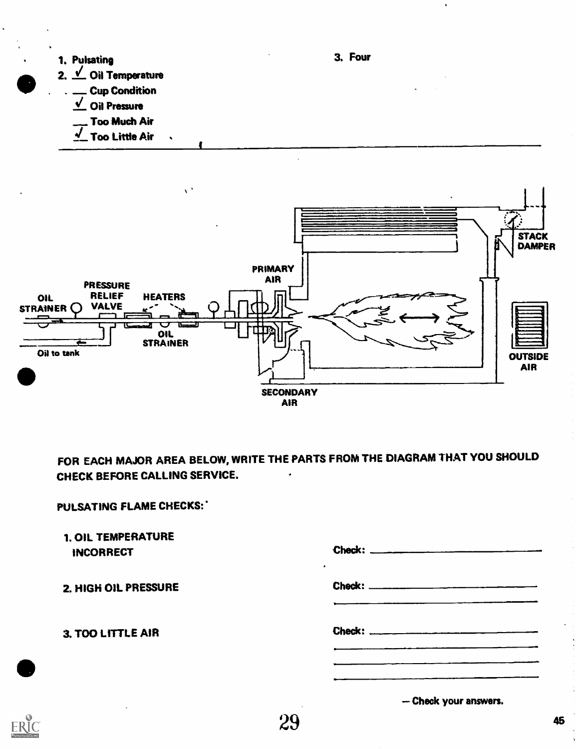1. Pulsating
2. ✓ Oil Temperature
   ___ Cup Condition
   ✓ Oil Pressure
   ___ Too Much Air
   ✓ Too Little Air

3. Four

---

OIL STRAINER — PRESSURE RELIEF VALVE — HEATERS — OIL STRAINER — Oil to tank — PRIMARY AIR — SECONDARY AIR — STACK DAMPER — OUTSIDE AIR

FOR EACH MAJOR AREA BELOW, WRITE THE PARTS FROM THE DIAGRAM THAT YOU SHOULD CHECK BEFORE CALLING SERVICE.

PULSATING FLAME CHECKS:

1. OIL TEMPERATURE INCORRECT — Check: ____________________

2. HIGH OIL PRESSURE — Check: ____________________
   ____________________

3. TOO LITTLE AIR — Check: ____________________
   ____________________
   ____________________
   ____________________

— Check your answers.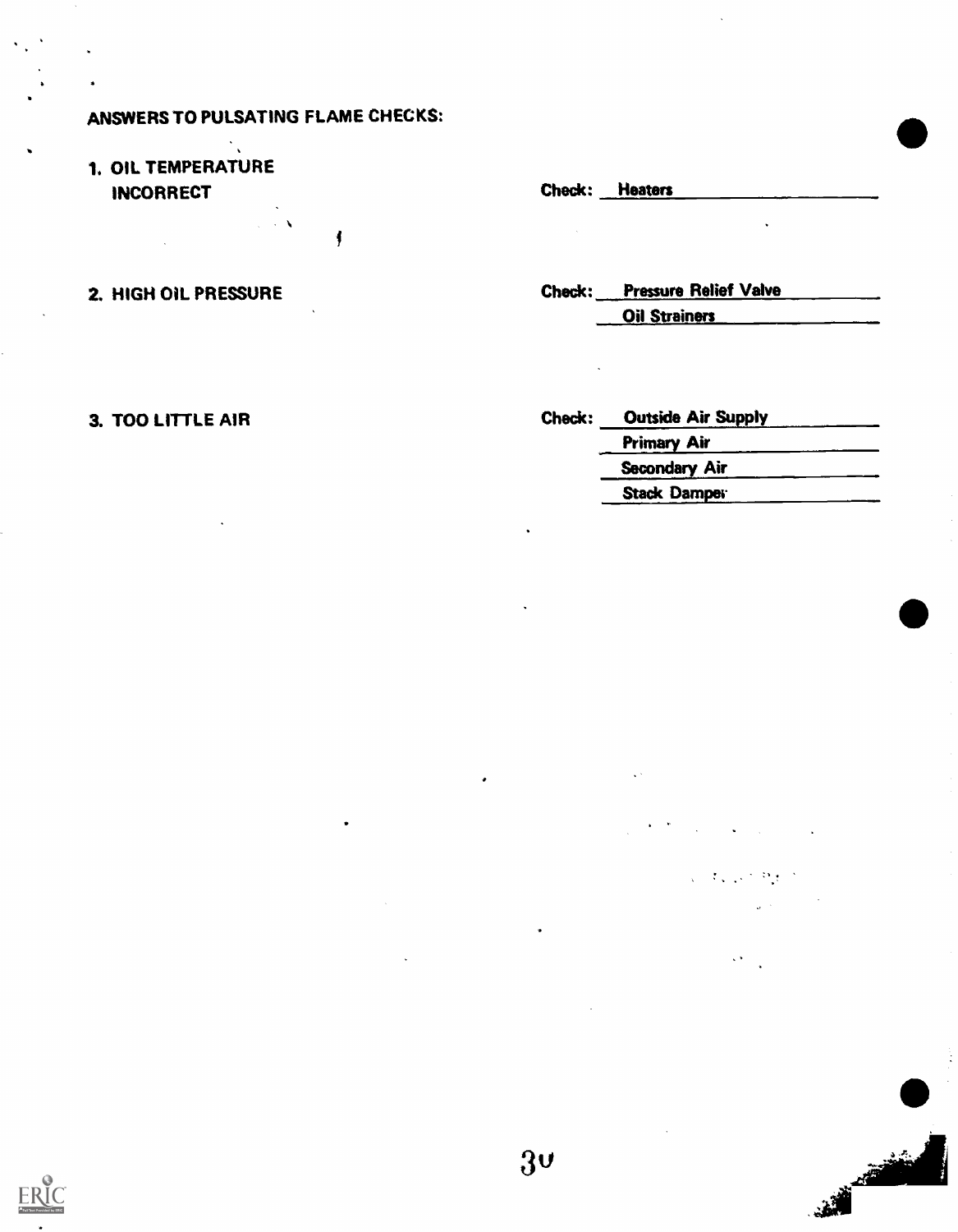## ANSWERS TO PULSATING FLAME CHECKS:

| | |
|---|---|
| 1. OIL TEMPERATURE INCORRECT | Check: Heaters |
| 2. HIGH OIL PRESSURE | Check: Pressure Relief Valve |
| | Oil Strainers |
| 3. TOO LITTLE AIR | Check: Outside Air Supply |
| | Primary Air |
| | Secondary Air |
| | Stack Damper |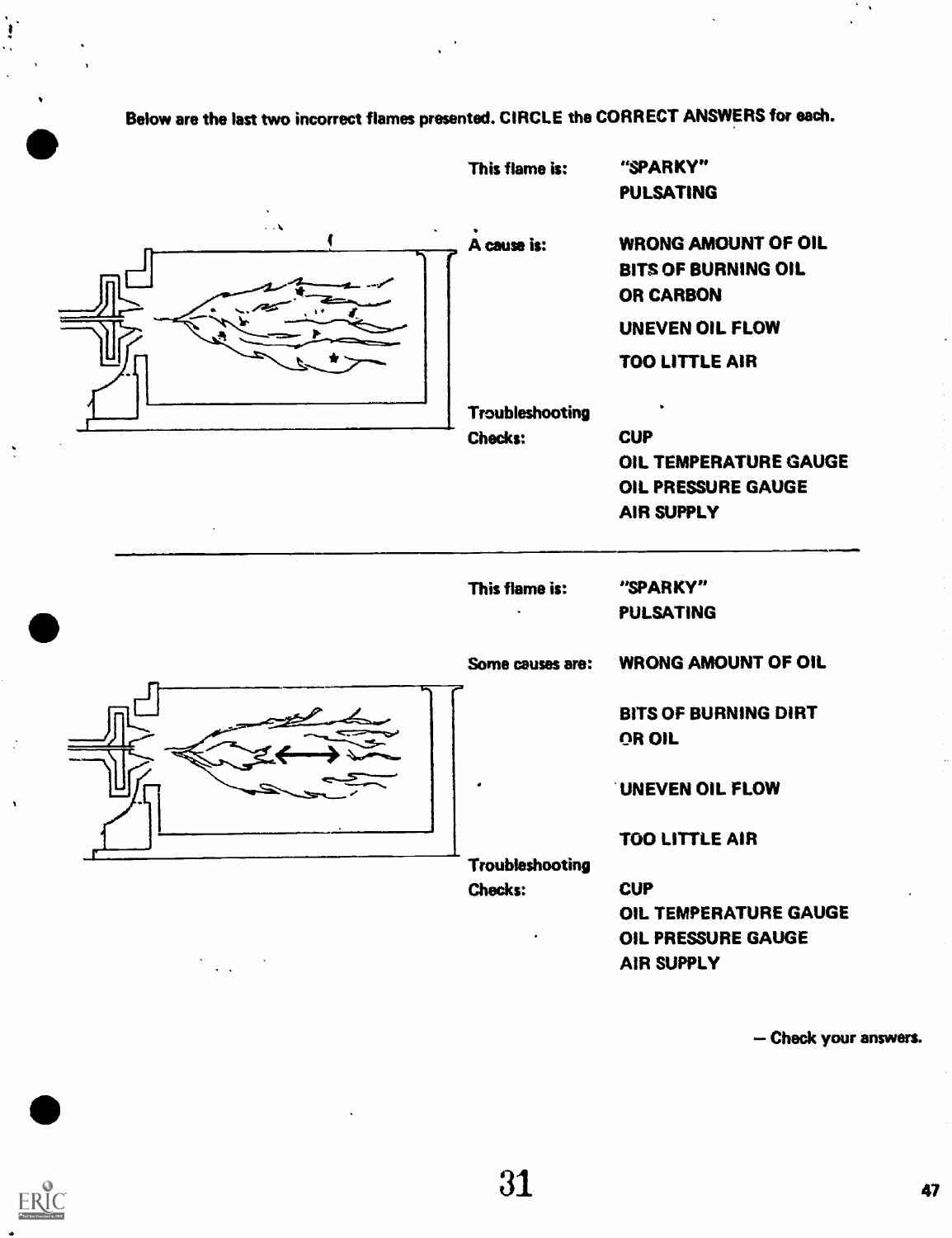Below are the last two incorrect flames presented. CIRCLE the CORRECT ANSWERS for each.

This flame is: "SPARKY"
PULSATING

A cause is: WRONG AMOUNT OF OIL
BITS OF BURNING OIL OR CARBON
UNEVEN OIL FLOW
TOO LITTLE AIR

Troubleshooting Checks: CUP
OIL TEMPERATURE GAUGE
OIL PRESSURE GAUGE
AIR SUPPLY

---

This flame is: "SPARKY"
PULSATING

Some causes are: WRONG AMOUNT OF OIL
BITS OF BURNING DIRT OR OIL
UNEVEN OIL FLOW
TOO LITTLE AIR

Troubleshooting Checks: CUP
OIL TEMPERATURE GAUGE
OIL PRESSURE GAUGE
AIR SUPPLY

— Check your answers.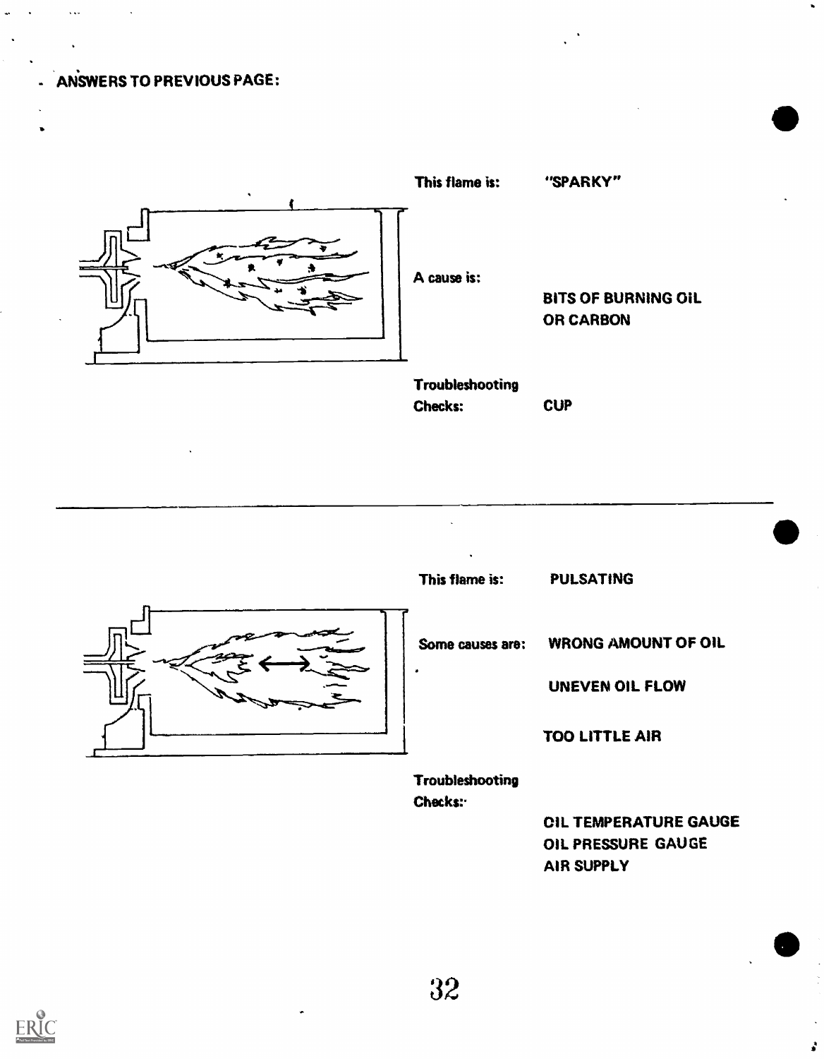## ANSWERS TO PREVIOUS PAGE:

This flame is: "SPARKY"

A cause is: BITS OF BURNING OIL OR CARBON

Troubleshooting Checks: CUP

---

This flame is: PULSATING

Some causes are: WRONG AMOUNT OF OIL

UNEVEN OIL FLOW

TOO LITTLE AIR

Troubleshooting Checks:

OIL TEMPERATURE GAUGE
OIL PRESSURE GAUGE
AIR SUPPLY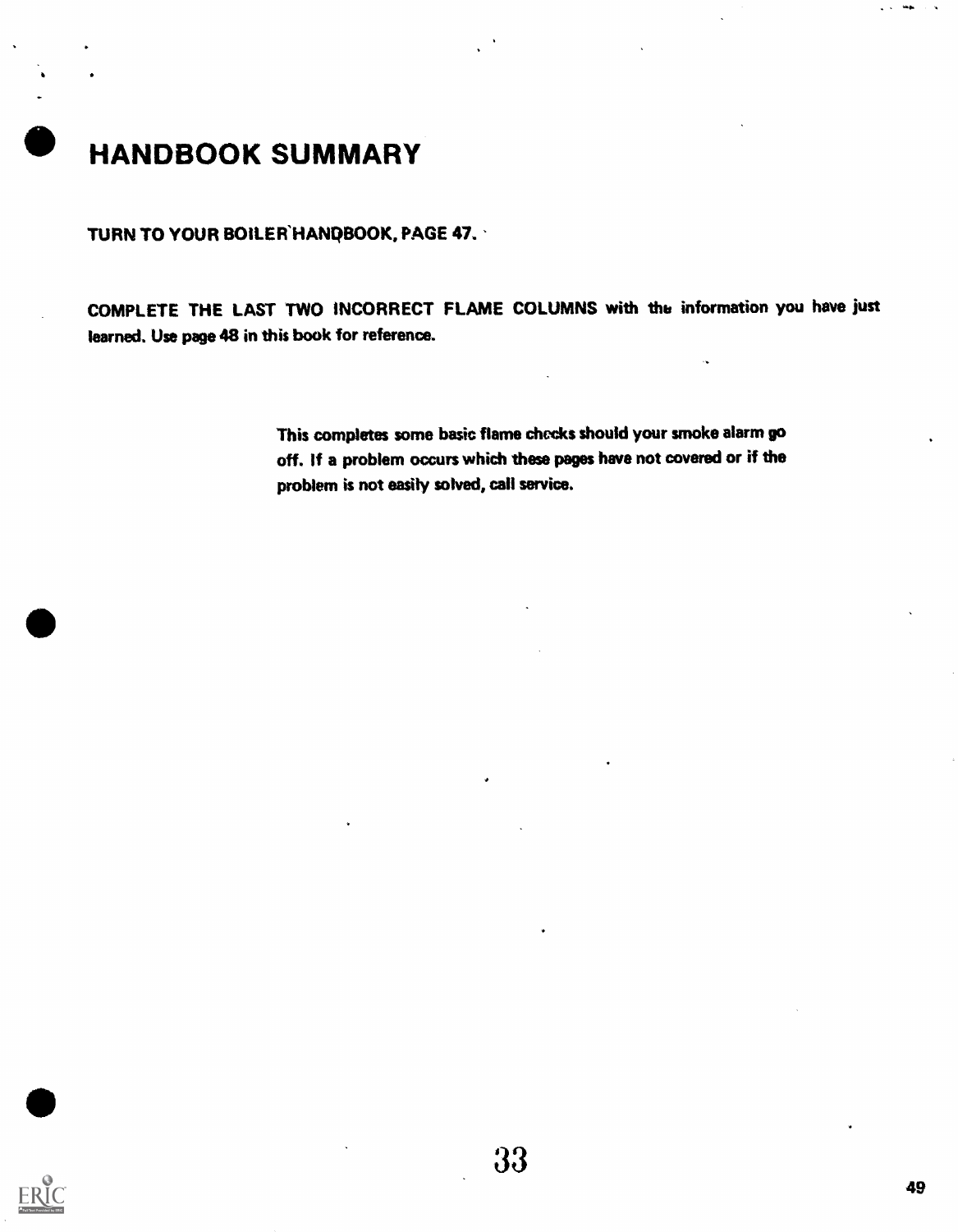# HANDBOOK SUMMARY

**TURN TO YOUR BOILER HANDBOOK, PAGE 47.**

**COMPLETE THE LAST TWO INCORRECT FLAME COLUMNS** with the information you have just learned. Use page 48 in this book for reference.

**This completes some basic flame checks should your smoke alarm go off. If a problem occurs which these pages have not covered or if the problem is not easily solved, call service.**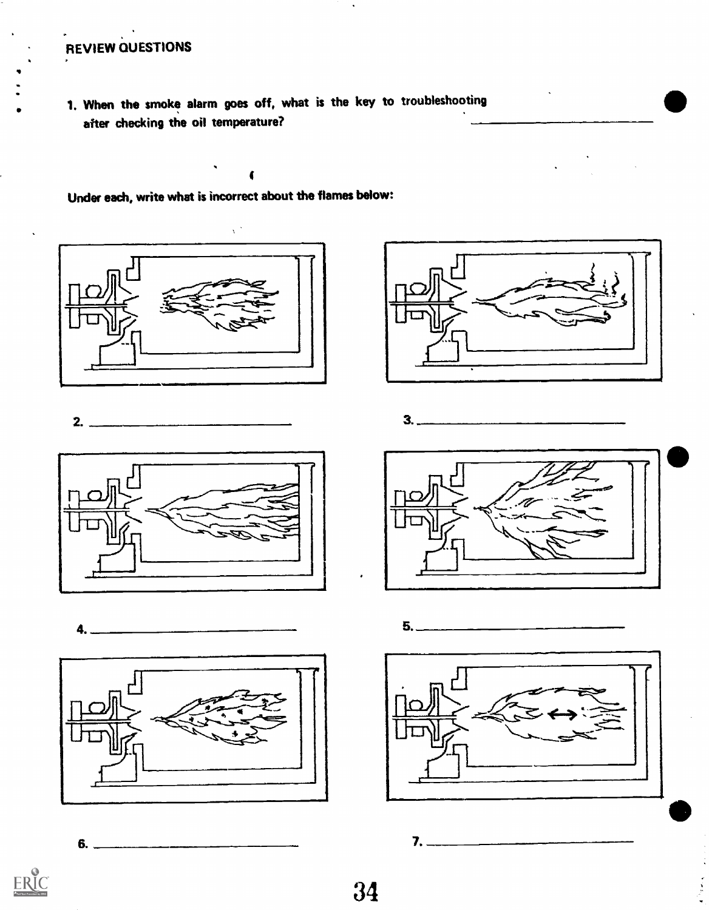## REVIEW QUESTIONS

1. When the smoke alarm goes off, what is the key to troubleshooting after checking the oil temperature? \_\_\_\_\_\_\_\_\_\_\_\_\_\_\_\_\_\_\_\_

Under each, write what is incorrect about the flames below:

2. \_\_\_\_\_\_\_\_\_\_\_\_\_\_\_\_\_\_\_\_

3. \_\_\_\_\_\_\_\_\_\_\_\_\_\_\_\_\_\_\_\_

4. \_\_\_\_\_\_\_\_\_\_\_\_\_\_\_\_\_\_\_\_

5. \_\_\_\_\_\_\_\_\_\_\_\_\_\_\_\_\_\_\_\_

6. \_\_\_\_\_\_\_\_\_\_\_\_\_\_\_\_\_\_\_\_

7. \_\_\_\_\_\_\_\_\_\_\_\_\_\_\_\_\_\_\_\_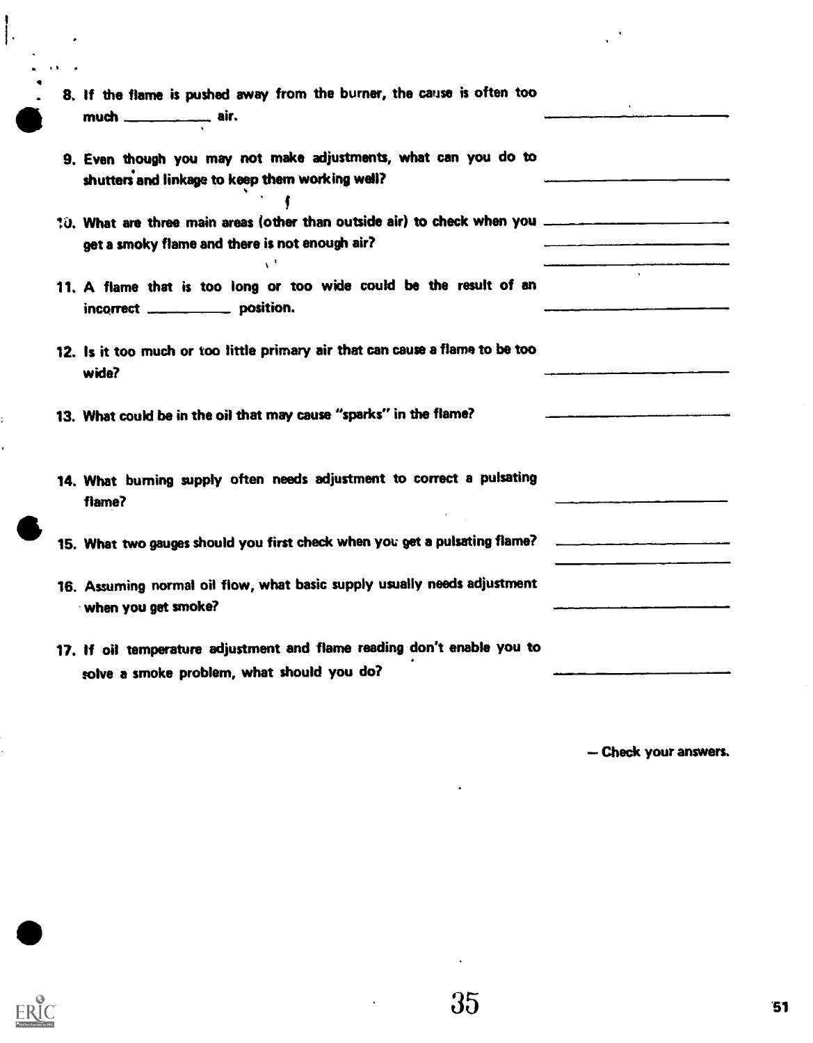8. If the flame is pushed away from the burner, the cause is often too much __________ air. ____________________

9. Even though you may not make adjustments, what can you do to shutters and linkage to keep them working well? ____________________

10. What are three main areas (other than outside air) to check when you get a smoky flame and there is not enough air? ____________________ ____________________ ____________________

11. A flame that is too long or too wide could be the result of an incorrect __________ position. ____________________

12. Is it too much or too little primary air that can cause a flame to be too wide? ____________________

13. What could be in the oil that may cause "sparks" in the flame? ____________________

14. What burning supply often needs adjustment to correct a pulsating flame? ____________________

15. What two gauges should you first check when you get a pulsating flame? ____________________ ____________________

16. Assuming normal oil flow, what basic supply usually needs adjustment when you get smoke? ____________________

17. If oil temperature adjustment and flame reading don't enable you to solve a smoke problem, what should you do? ____________________

— Check your answers.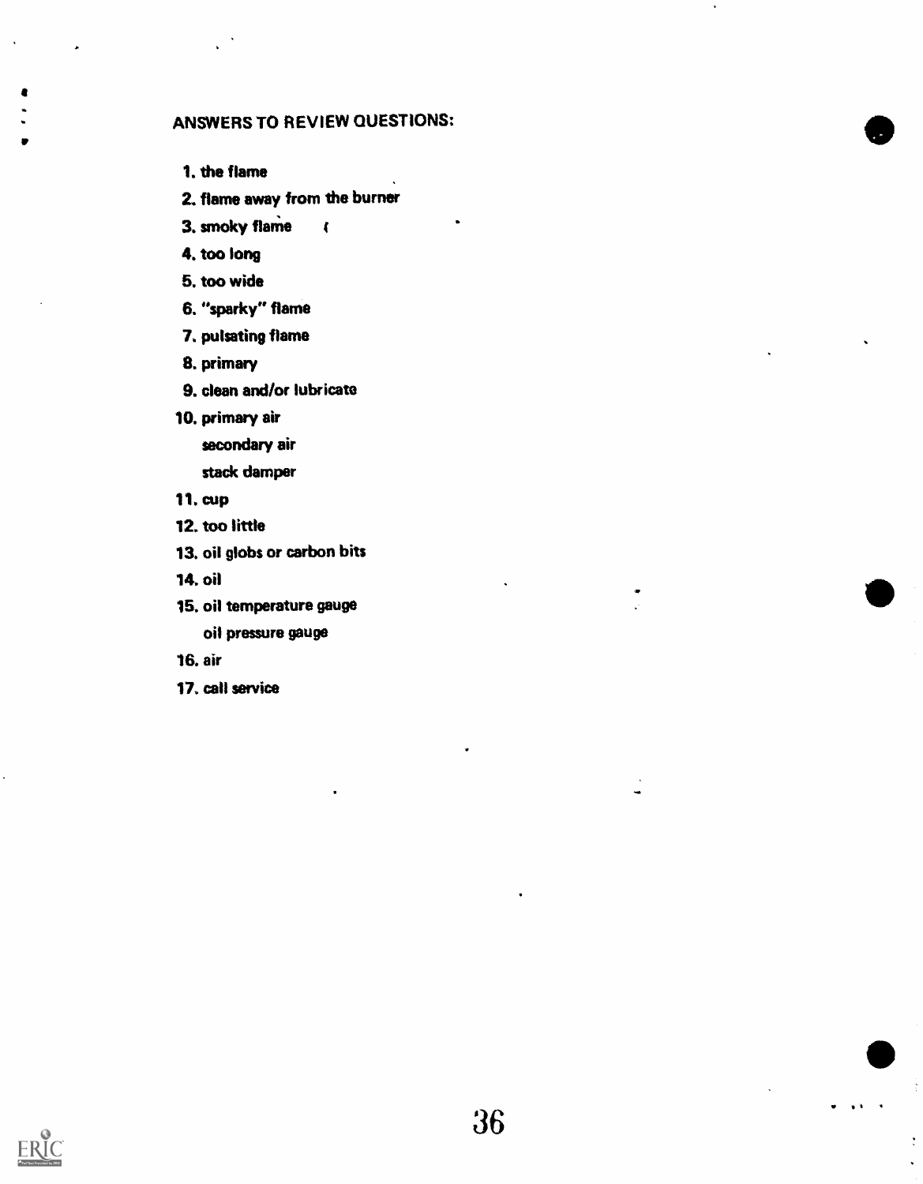## ANSWERS TO REVIEW QUESTIONS:

1. the flame
2. flame away from the burner
3. smoky flame
4. too long
5. too wide
6. "sparky" flame
7. pulsating flame
8. primary
9. clean and/or lubricate
10. primary air
    secondary air
    stack damper
11. cup
12. too little
13. oil globs or carbon bits
14. oil
15. oil temperature gauge
    oil pressure gauge
16. air
17. call service